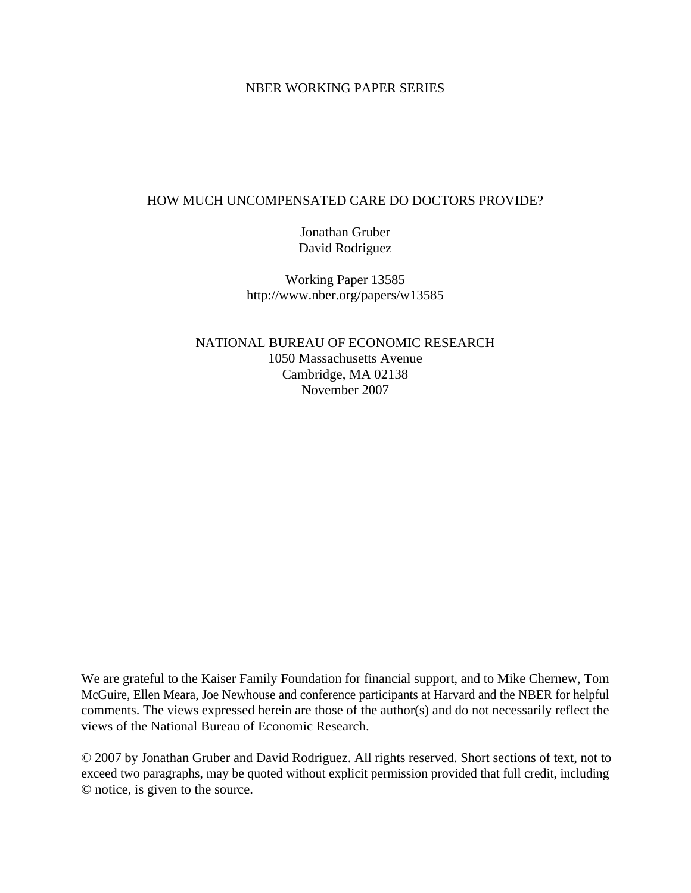NBER WORKING PAPER SERIES

# HOW MUCH UNCOMPENSATED CARE DO DOCTORS PROVIDE?

Jonathan Gruber
David Rodriguez

Working Paper 13585
http://www.nber.org/papers/w13585

NATIONAL BUREAU OF ECONOMIC RESEARCH
1050 Massachusetts Avenue
Cambridge, MA 02138
November 2007

We are grateful to the Kaiser Family Foundation for financial support, and to Mike Chernew, Tom McGuire, Ellen Meara, Joe Newhouse and conference participants at Harvard and the NBER for helpful comments. The views expressed herein are those of the author(s) and do not necessarily reflect the views of the National Bureau of Economic Research.

© 2007 by Jonathan Gruber and David Rodriguez. All rights reserved. Short sections of text, not to exceed two paragraphs, may be quoted without explicit permission provided that full credit, including © notice, is given to the source.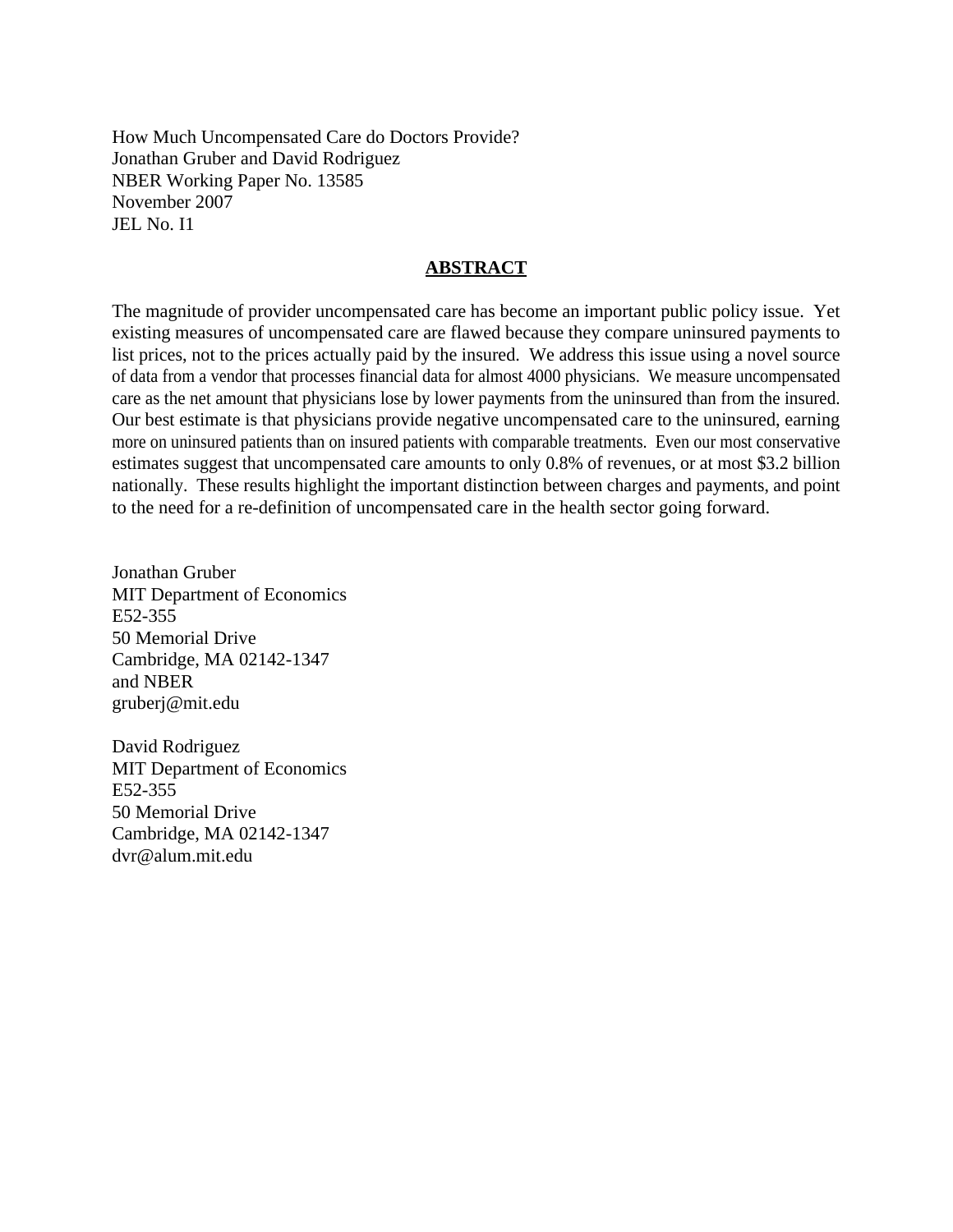How Much Uncompensated Care do Doctors Provide?
Jonathan Gruber and David Rodriguez
NBER Working Paper No. 13585
November 2007
JEL No. I1

## ABSTRACT

The magnitude of provider uncompensated care has become an important public policy issue. Yet existing measures of uncompensated care are flawed because they compare uninsured payments to list prices, not to the prices actually paid by the insured. We address this issue using a novel source of data from a vendor that processes financial data for almost 4000 physicians. We measure uncompensated care as the net amount that physicians lose by lower payments from the uninsured than from the insured. Our best estimate is that physicians provide negative uncompensated care to the uninsured, earning more on uninsured patients than on insured patients with comparable treatments. Even our most conservative estimates suggest that uncompensated care amounts to only 0.8% of revenues, or at most $3.2 billion nationally. These results highlight the important distinction between charges and payments, and point to the need for a re-definition of uncompensated care in the health sector going forward.

Jonathan Gruber
MIT Department of Economics
E52-355
50 Memorial Drive
Cambridge, MA 02142-1347
and NBER
gruberj@mit.edu

David Rodriguez
MIT Department of Economics
E52-355
50 Memorial Drive
Cambridge, MA 02142-1347
dvr@alum.mit.edu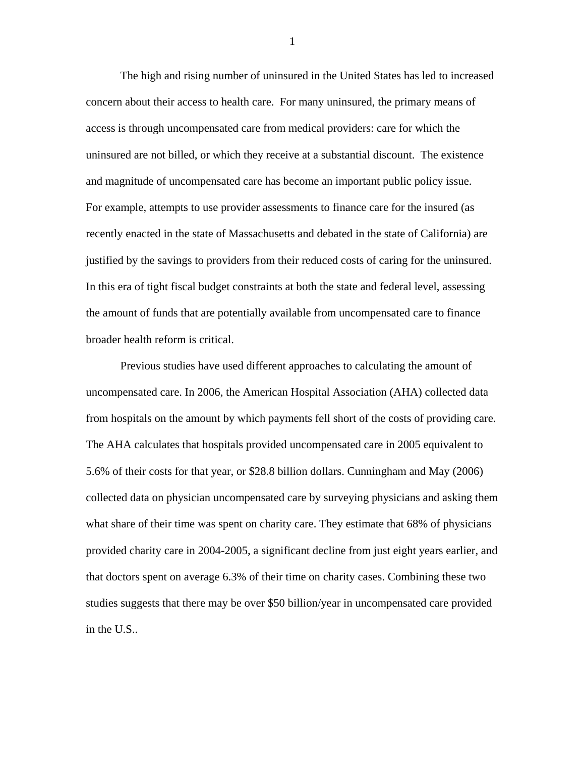The high and rising number of uninsured in the United States has led to increased concern about their access to health care. For many uninsured, the primary means of access is through uncompensated care from medical providers: care for which the uninsured are not billed, or which they receive at a substantial discount. The existence and magnitude of uncompensated care has become an important public policy issue. For example, attempts to use provider assessments to finance care for the insured (as recently enacted in the state of Massachusetts and debated in the state of California) are justified by the savings to providers from their reduced costs of caring for the uninsured. In this era of tight fiscal budget constraints at both the state and federal level, assessing the amount of funds that are potentially available from uncompensated care to finance broader health reform is critical.

Previous studies have used different approaches to calculating the amount of uncompensated care. In 2006, the American Hospital Association (AHA) collected data from hospitals on the amount by which payments fell short of the costs of providing care. The AHA calculates that hospitals provided uncompensated care in 2005 equivalent to 5.6% of their costs for that year, or $28.8 billion dollars. Cunningham and May (2006) collected data on physician uncompensated care by surveying physicians and asking them what share of their time was spent on charity care. They estimate that 68% of physicians provided charity care in 2004-2005, a significant decline from just eight years earlier, and that doctors spent on average 6.3% of their time on charity cases. Combining these two studies suggests that there may be over $50 billion/year in uncompensated care provided in the U.S..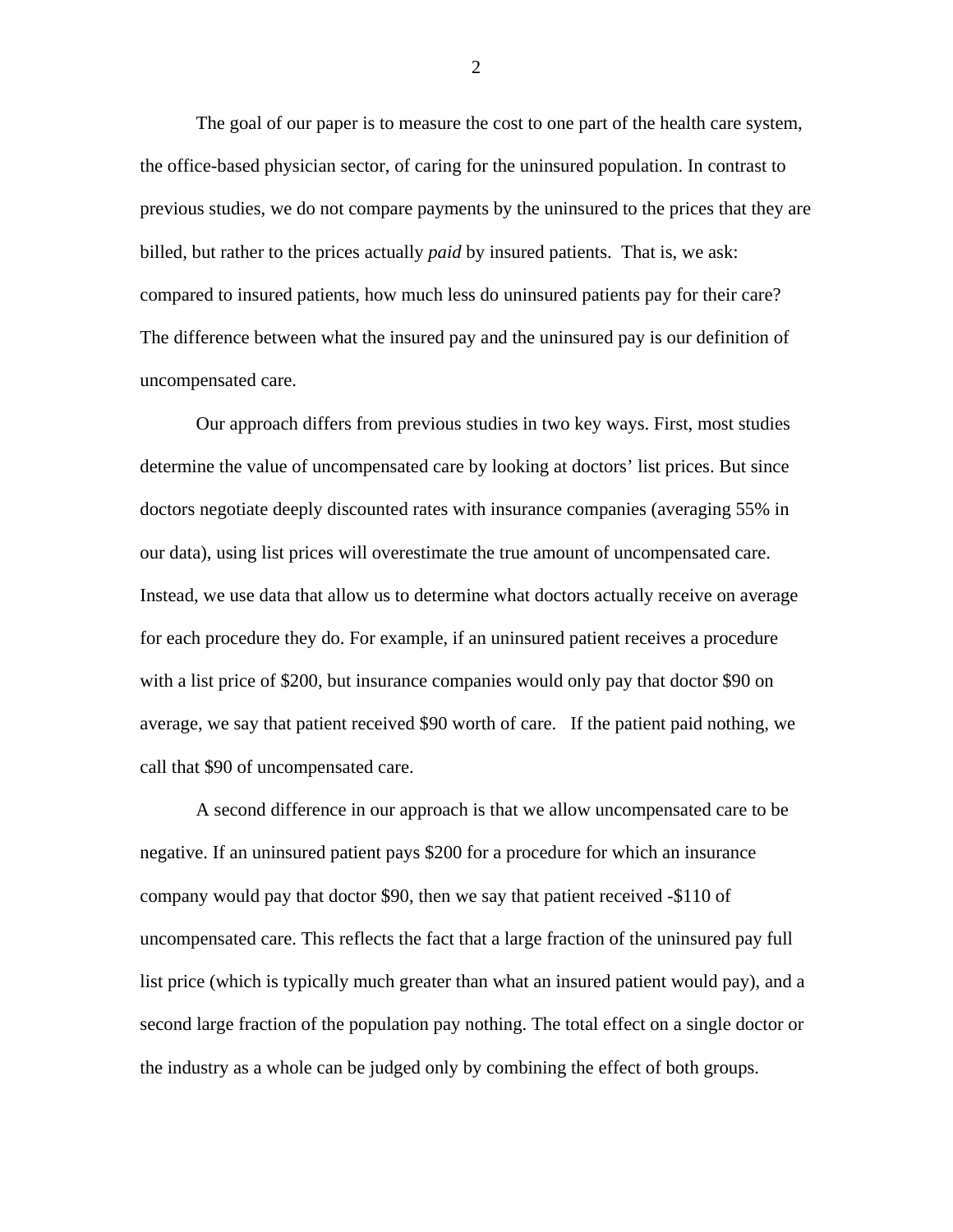The goal of our paper is to measure the cost to one part of the health care system, the office-based physician sector, of caring for the uninsured population. In contrast to previous studies, we do not compare payments by the uninsured to the prices that they are billed, but rather to the prices actually *paid* by insured patients. That is, we ask: compared to insured patients, how much less do uninsured patients pay for their care? The difference between what the insured pay and the uninsured pay is our definition of uncompensated care.

Our approach differs from previous studies in two key ways. First, most studies determine the value of uncompensated care by looking at doctors' list prices. But since doctors negotiate deeply discounted rates with insurance companies (averaging 55% in our data), using list prices will overestimate the true amount of uncompensated care. Instead, we use data that allow us to determine what doctors actually receive on average for each procedure they do. For example, if an uninsured patient receives a procedure with a list price of $200, but insurance companies would only pay that doctor $90 on average, we say that patient received $90 worth of care. If the patient paid nothing, we call that $90 of uncompensated care.

A second difference in our approach is that we allow uncompensated care to be negative. If an uninsured patient pays $200 for a procedure for which an insurance company would pay that doctor $90, then we say that patient received -$110 of uncompensated care. This reflects the fact that a large fraction of the uninsured pay full list price (which is typically much greater than what an insured patient would pay), and a second large fraction of the population pay nothing. The total effect on a single doctor or the industry as a whole can be judged only by combining the effect of both groups.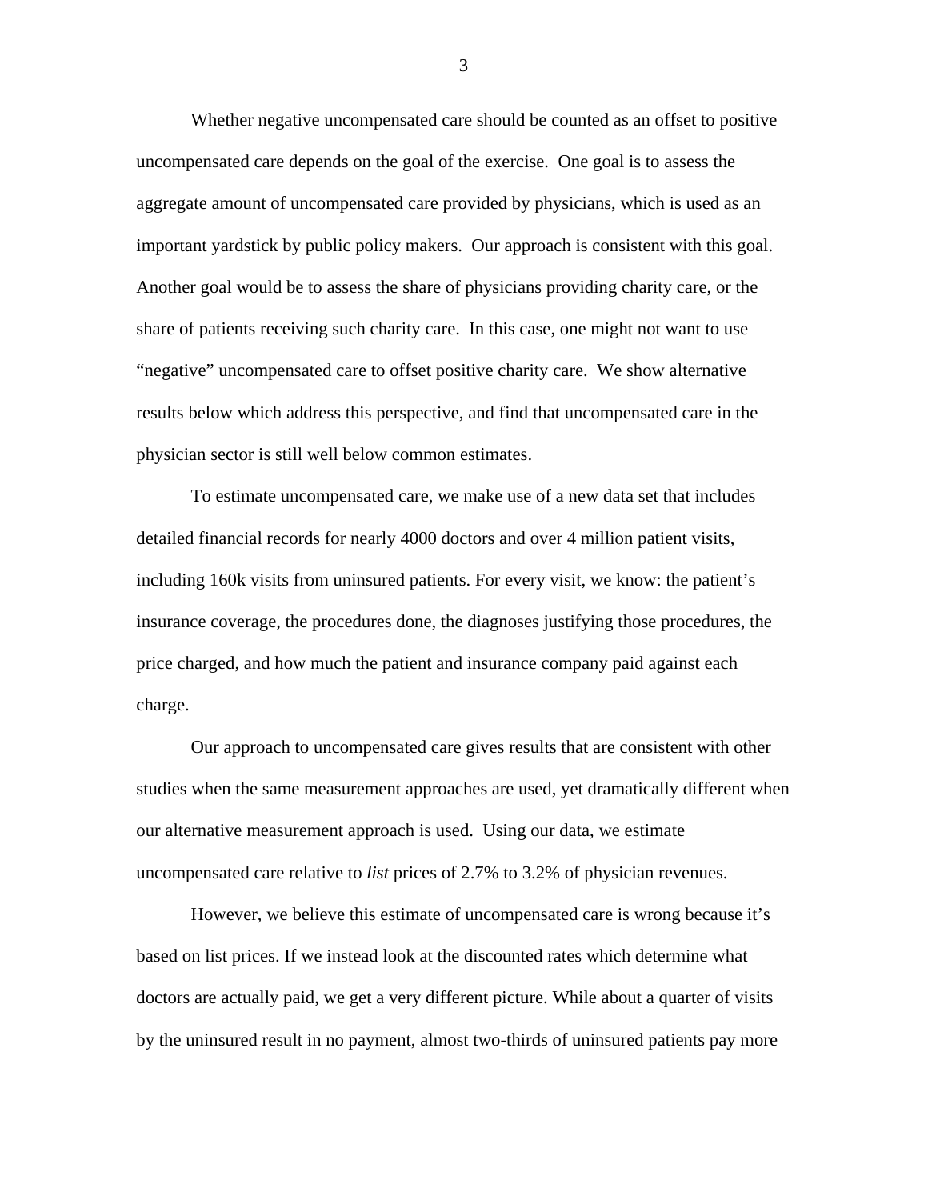Whether negative uncompensated care should be counted as an offset to positive uncompensated care depends on the goal of the exercise. One goal is to assess the aggregate amount of uncompensated care provided by physicians, which is used as an important yardstick by public policy makers. Our approach is consistent with this goal. Another goal would be to assess the share of physicians providing charity care, or the share of patients receiving such charity care. In this case, one might not want to use "negative" uncompensated care to offset positive charity care. We show alternative results below which address this perspective, and find that uncompensated care in the physician sector is still well below common estimates.

To estimate uncompensated care, we make use of a new data set that includes detailed financial records for nearly 4000 doctors and over 4 million patient visits, including 160k visits from uninsured patients. For every visit, we know: the patient's insurance coverage, the procedures done, the diagnoses justifying those procedures, the price charged, and how much the patient and insurance company paid against each charge.

Our approach to uncompensated care gives results that are consistent with other studies when the same measurement approaches are used, yet dramatically different when our alternative measurement approach is used. Using our data, we estimate uncompensated care relative to *list* prices of 2.7% to 3.2% of physician revenues.

However, we believe this estimate of uncompensated care is wrong because it's based on list prices. If we instead look at the discounted rates which determine what doctors are actually paid, we get a very different picture. While about a quarter of visits by the uninsured result in no payment, almost two-thirds of uninsured patients pay more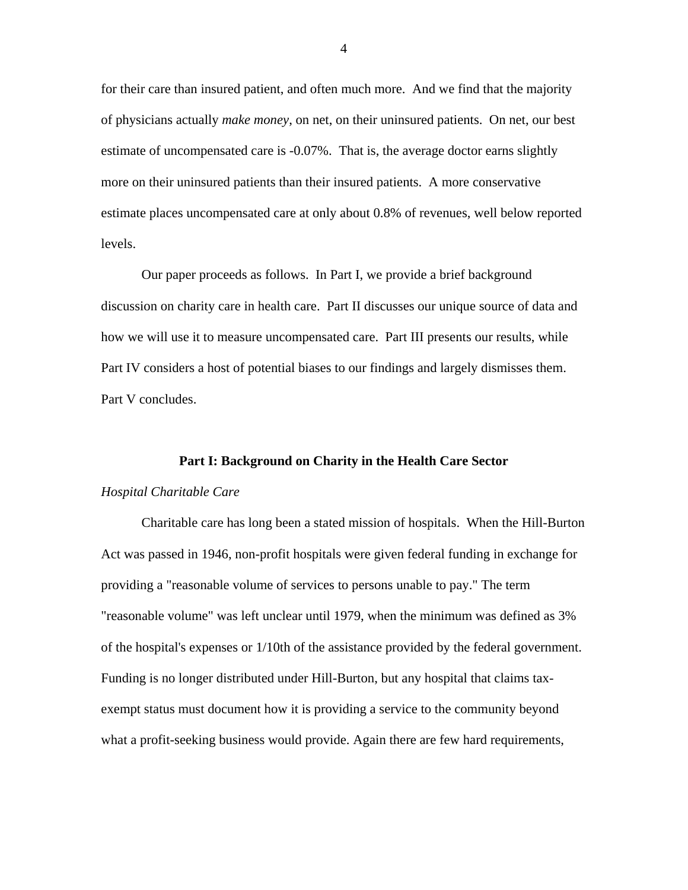for their care than insured patient, and often much more. And we find that the majority of physicians actually *make money*, on net, on their uninsured patients. On net, our best estimate of uncompensated care is -0.07%. That is, the average doctor earns slightly more on their uninsured patients than their insured patients. A more conservative estimate places uncompensated care at only about 0.8% of revenues, well below reported levels.

Our paper proceeds as follows. In Part I, we provide a brief background discussion on charity care in health care. Part II discusses our unique source of data and how we will use it to measure uncompensated care. Part III presents our results, while Part IV considers a host of potential biases to our findings and largely dismisses them. Part V concludes.

## Part I: Background on Charity in the Health Care Sector

*Hospital Charitable Care*

Charitable care has long been a stated mission of hospitals. When the Hill-Burton Act was passed in 1946, non-profit hospitals were given federal funding in exchange for providing a "reasonable volume of services to persons unable to pay." The term "reasonable volume" was left unclear until 1979, when the minimum was defined as 3% of the hospital's expenses or 1/10th of the assistance provided by the federal government. Funding is no longer distributed under Hill-Burton, but any hospital that claims tax-exempt status must document how it is providing a service to the community beyond what a profit-seeking business would provide. Again there are few hard requirements,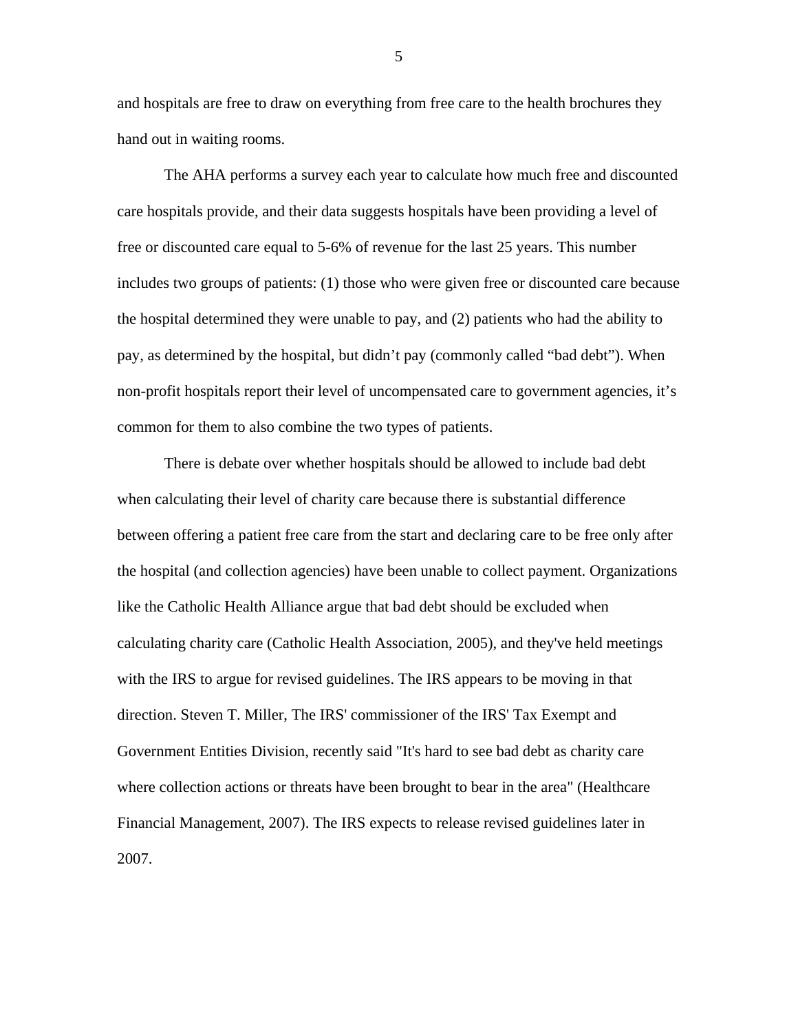and hospitals are free to draw on everything from free care to the health brochures they hand out in waiting rooms.

The AHA performs a survey each year to calculate how much free and discounted care hospitals provide, and their data suggests hospitals have been providing a level of free or discounted care equal to 5-6% of revenue for the last 25 years. This number includes two groups of patients: (1) those who were given free or discounted care because the hospital determined they were unable to pay, and (2) patients who had the ability to pay, as determined by the hospital, but didn't pay (commonly called "bad debt"). When non-profit hospitals report their level of uncompensated care to government agencies, it's common for them to also combine the two types of patients.

There is debate over whether hospitals should be allowed to include bad debt when calculating their level of charity care because there is substantial difference between offering a patient free care from the start and declaring care to be free only after the hospital (and collection agencies) have been unable to collect payment. Organizations like the Catholic Health Alliance argue that bad debt should be excluded when calculating charity care (Catholic Health Association, 2005), and they've held meetings with the IRS to argue for revised guidelines. The IRS appears to be moving in that direction. Steven T. Miller, The IRS' commissioner of the IRS' Tax Exempt and Government Entities Division, recently said "It's hard to see bad debt as charity care where collection actions or threats have been brought to bear in the area" (Healthcare Financial Management, 2007). The IRS expects to release revised guidelines later in 2007.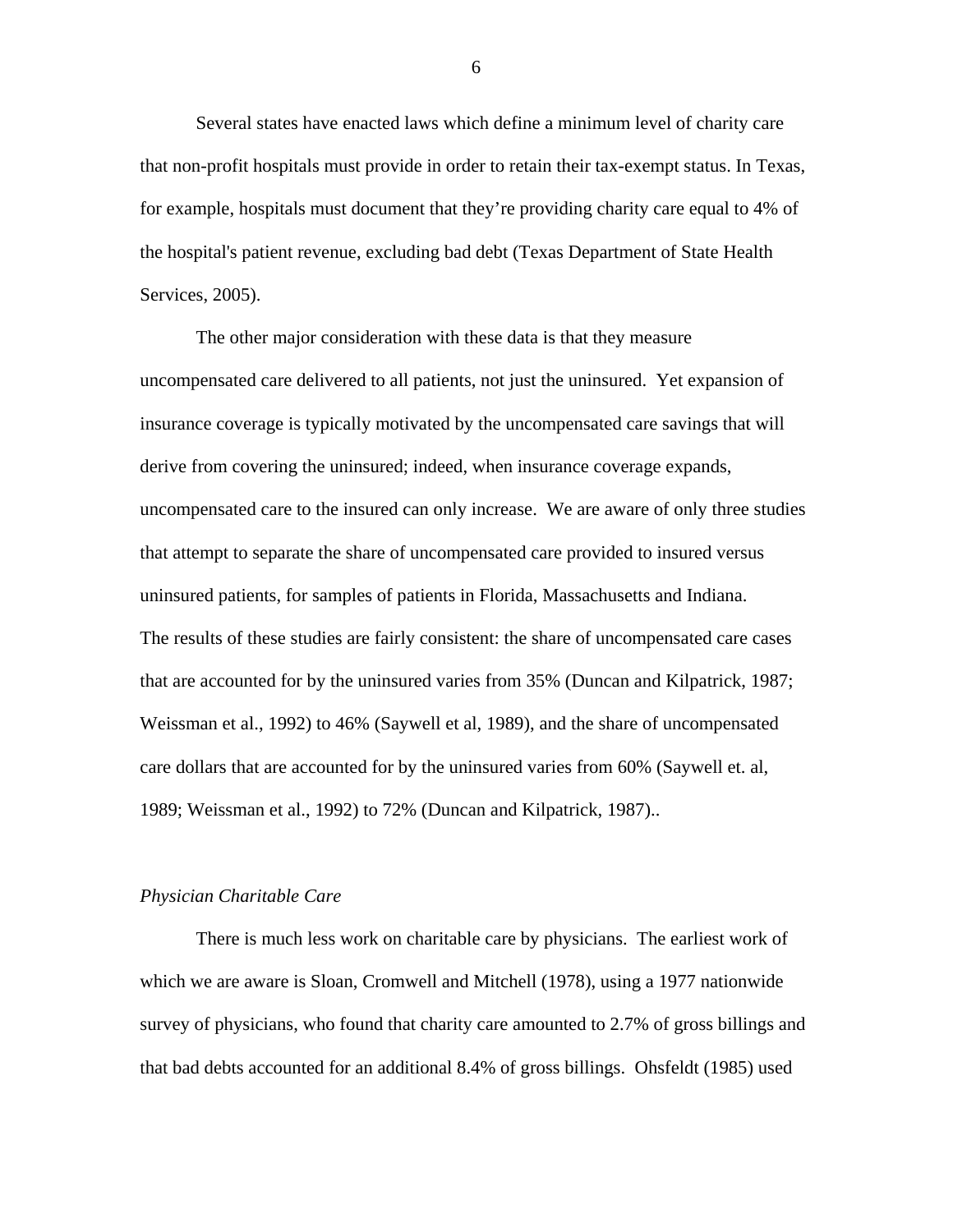Several states have enacted laws which define a minimum level of charity care that non-profit hospitals must provide in order to retain their tax-exempt status. In Texas, for example, hospitals must document that they're providing charity care equal to 4% of the hospital's patient revenue, excluding bad debt (Texas Department of State Health Services, 2005).

The other major consideration with these data is that they measure uncompensated care delivered to all patients, not just the uninsured. Yet expansion of insurance coverage is typically motivated by the uncompensated care savings that will derive from covering the uninsured; indeed, when insurance coverage expands, uncompensated care to the insured can only increase. We are aware of only three studies that attempt to separate the share of uncompensated care provided to insured versus uninsured patients, for samples of patients in Florida, Massachusetts and Indiana. The results of these studies are fairly consistent: the share of uncompensated care cases that are accounted for by the uninsured varies from 35% (Duncan and Kilpatrick, 1987; Weissman et al., 1992) to 46% (Saywell et al, 1989), and the share of uncompensated care dollars that are accounted for by the uninsured varies from 60% (Saywell et. al, 1989; Weissman et al., 1992) to 72% (Duncan and Kilpatrick, 1987)..

*Physician Charitable Care*

There is much less work on charitable care by physicians. The earliest work of which we are aware is Sloan, Cromwell and Mitchell (1978), using a 1977 nationwide survey of physicians, who found that charity care amounted to 2.7% of gross billings and that bad debts accounted for an additional 8.4% of gross billings. Ohsfeldt (1985) used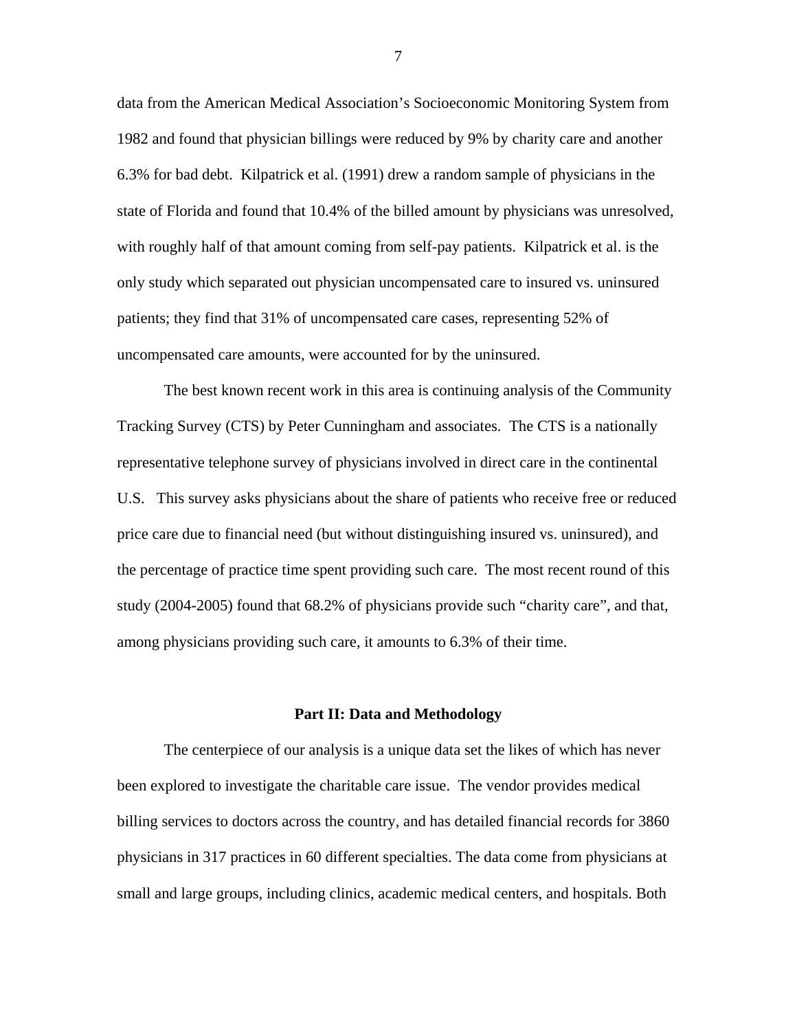data from the American Medical Association's Socioeconomic Monitoring System from 1982 and found that physician billings were reduced by 9% by charity care and another 6.3% for bad debt. Kilpatrick et al. (1991) drew a random sample of physicians in the state of Florida and found that 10.4% of the billed amount by physicians was unresolved, with roughly half of that amount coming from self-pay patients. Kilpatrick et al. is the only study which separated out physician uncompensated care to insured vs. uninsured patients; they find that 31% of uncompensated care cases, representing 52% of uncompensated care amounts, were accounted for by the uninsured.

The best known recent work in this area is continuing analysis of the Community Tracking Survey (CTS) by Peter Cunningham and associates. The CTS is a nationally representative telephone survey of physicians involved in direct care in the continental U.S. This survey asks physicians about the share of patients who receive free or reduced price care due to financial need (but without distinguishing insured vs. uninsured), and the percentage of practice time spent providing such care. The most recent round of this study (2004-2005) found that 68.2% of physicians provide such "charity care", and that, among physicians providing such care, it amounts to 6.3% of their time.

## Part II: Data and Methodology

The centerpiece of our analysis is a unique data set the likes of which has never been explored to investigate the charitable care issue. The vendor provides medical billing services to doctors across the country, and has detailed financial records for 3860 physicians in 317 practices in 60 different specialties. The data come from physicians at small and large groups, including clinics, academic medical centers, and hospitals. Both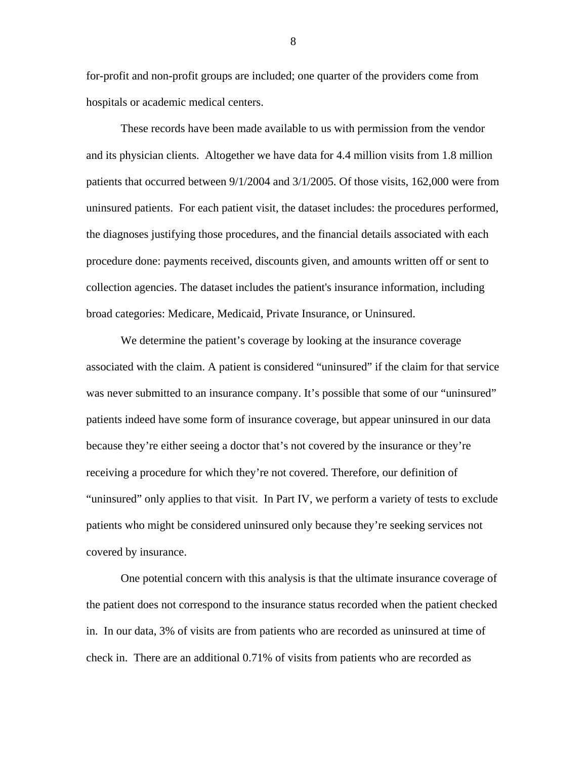for-profit and non-profit groups are included; one quarter of the providers come from hospitals or academic medical centers.

These records have been made available to us with permission from the vendor and its physician clients. Altogether we have data for 4.4 million visits from 1.8 million patients that occurred between 9/1/2004 and 3/1/2005. Of those visits, 162,000 were from uninsured patients. For each patient visit, the dataset includes: the procedures performed, the diagnoses justifying those procedures, and the financial details associated with each procedure done: payments received, discounts given, and amounts written off or sent to collection agencies. The dataset includes the patient's insurance information, including broad categories: Medicare, Medicaid, Private Insurance, or Uninsured.

We determine the patient's coverage by looking at the insurance coverage associated with the claim. A patient is considered "uninsured" if the claim for that service was never submitted to an insurance company. It's possible that some of our "uninsured" patients indeed have some form of insurance coverage, but appear uninsured in our data because they're either seeing a doctor that's not covered by the insurance or they're receiving a procedure for which they're not covered. Therefore, our definition of "uninsured" only applies to that visit. In Part IV, we perform a variety of tests to exclude patients who might be considered uninsured only because they're seeking services not covered by insurance.

One potential concern with this analysis is that the ultimate insurance coverage of the patient does not correspond to the insurance status recorded when the patient checked in. In our data, 3% of visits are from patients who are recorded as uninsured at time of check in. There are an additional 0.71% of visits from patients who are recorded as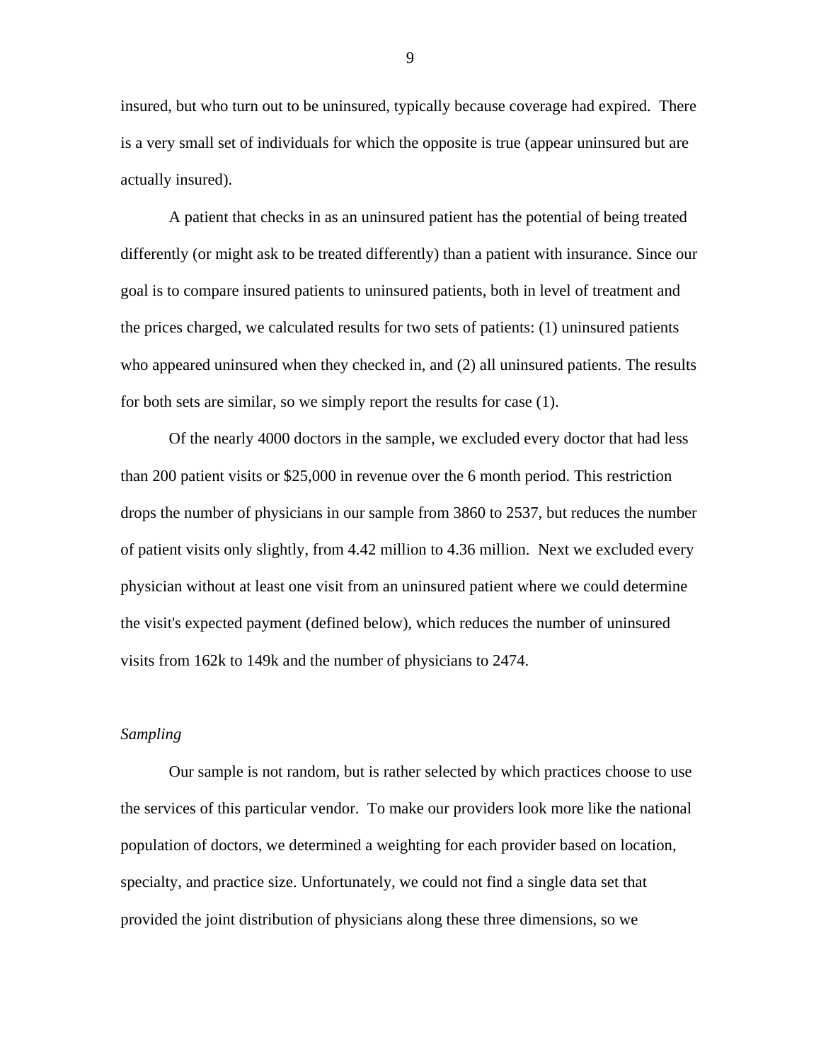insured, but who turn out to be uninsured, typically because coverage had expired. There is a very small set of individuals for which the opposite is true (appear uninsured but are actually insured).

A patient that checks in as an uninsured patient has the potential of being treated differently (or might ask to be treated differently) than a patient with insurance. Since our goal is to compare insured patients to uninsured patients, both in level of treatment and the prices charged, we calculated results for two sets of patients: (1) uninsured patients who appeared uninsured when they checked in, and (2) all uninsured patients. The results for both sets are similar, so we simply report the results for case (1).

Of the nearly 4000 doctors in the sample, we excluded every doctor that had less than 200 patient visits or $25,000 in revenue over the 6 month period. This restriction drops the number of physicians in our sample from 3860 to 2537, but reduces the number of patient visits only slightly, from 4.42 million to 4.36 million. Next we excluded every physician without at least one visit from an uninsured patient where we could determine the visit's expected payment (defined below), which reduces the number of uninsured visits from 162k to 149k and the number of physicians to 2474.

*Sampling*

Our sample is not random, but is rather selected by which practices choose to use the services of this particular vendor. To make our providers look more like the national population of doctors, we determined a weighting for each provider based on location, specialty, and practice size. Unfortunately, we could not find a single data set that provided the joint distribution of physicians along these three dimensions, so we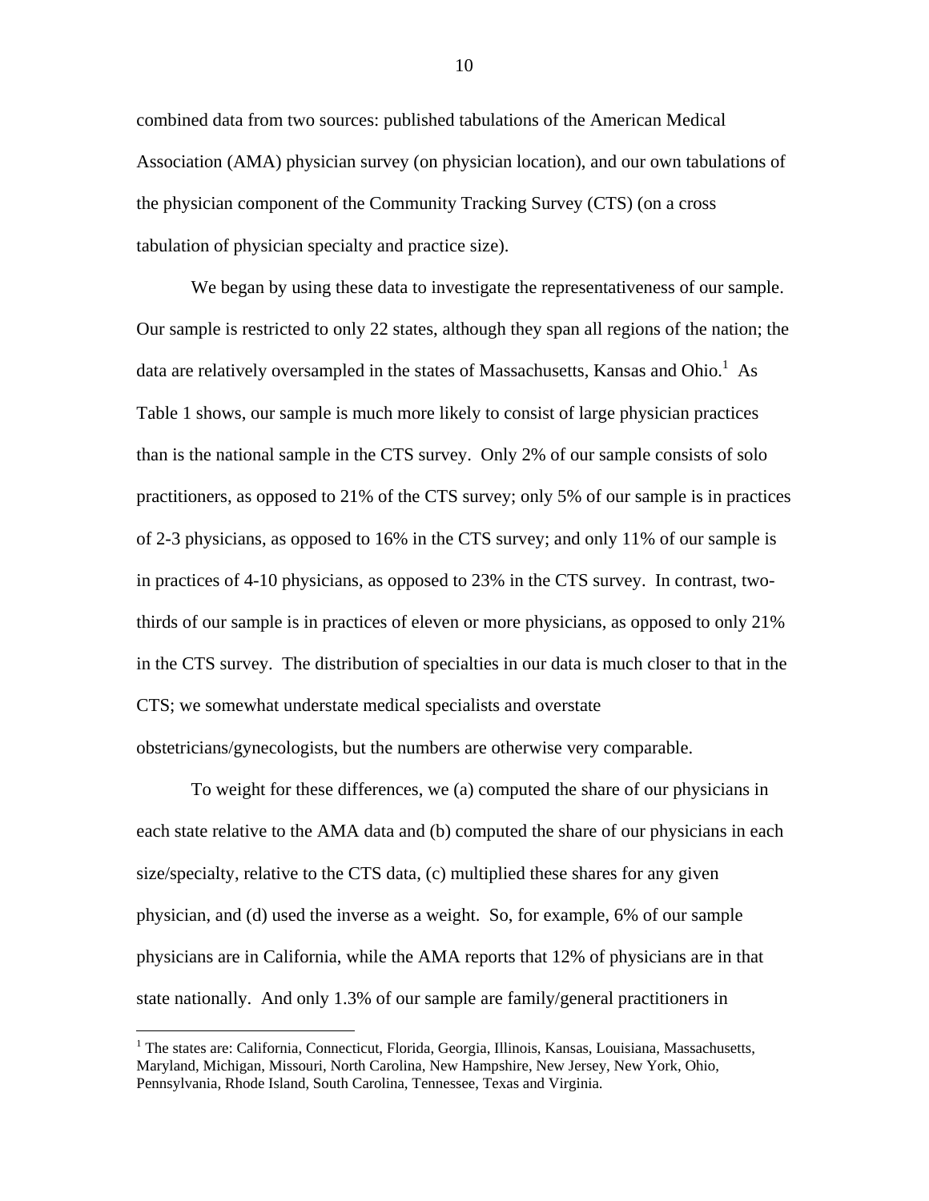combined data from two sources: published tabulations of the American Medical Association (AMA) physician survey (on physician location), and our own tabulations of the physician component of the Community Tracking Survey (CTS) (on a cross tabulation of physician specialty and practice size).

We began by using these data to investigate the representativeness of our sample. Our sample is restricted to only 22 states, although they span all regions of the nation; the data are relatively oversampled in the states of Massachusetts, Kansas and Ohio.[1] As Table 1 shows, our sample is much more likely to consist of large physician practices than is the national sample in the CTS survey. Only 2% of our sample consists of solo practitioners, as opposed to 21% of the CTS survey; only 5% of our sample is in practices of 2-3 physicians, as opposed to 16% in the CTS survey; and only 11% of our sample is in practices of 4-10 physicians, as opposed to 23% in the CTS survey. In contrast, two-thirds of our sample is in practices of eleven or more physicians, as opposed to only 21% in the CTS survey. The distribution of specialties in our data is much closer to that in the CTS; we somewhat understate medical specialists and overstate obstetricians/gynecologists, but the numbers are otherwise very comparable.

To weight for these differences, we (a) computed the share of our physicians in each state relative to the AMA data and (b) computed the share of our physicians in each size/specialty, relative to the CTS data, (c) multiplied these shares for any given physician, and (d) used the inverse as a weight. So, for example, 6% of our sample physicians are in California, while the AMA reports that 12% of physicians are in that state nationally. And only 1.3% of our sample are family/general practitioners in

[1] The states are: California, Connecticut, Florida, Georgia, Illinois, Kansas, Louisiana, Massachusetts, Maryland, Michigan, Missouri, North Carolina, New Hampshire, New Jersey, New York, Ohio, Pennsylvania, Rhode Island, South Carolina, Tennessee, Texas and Virginia.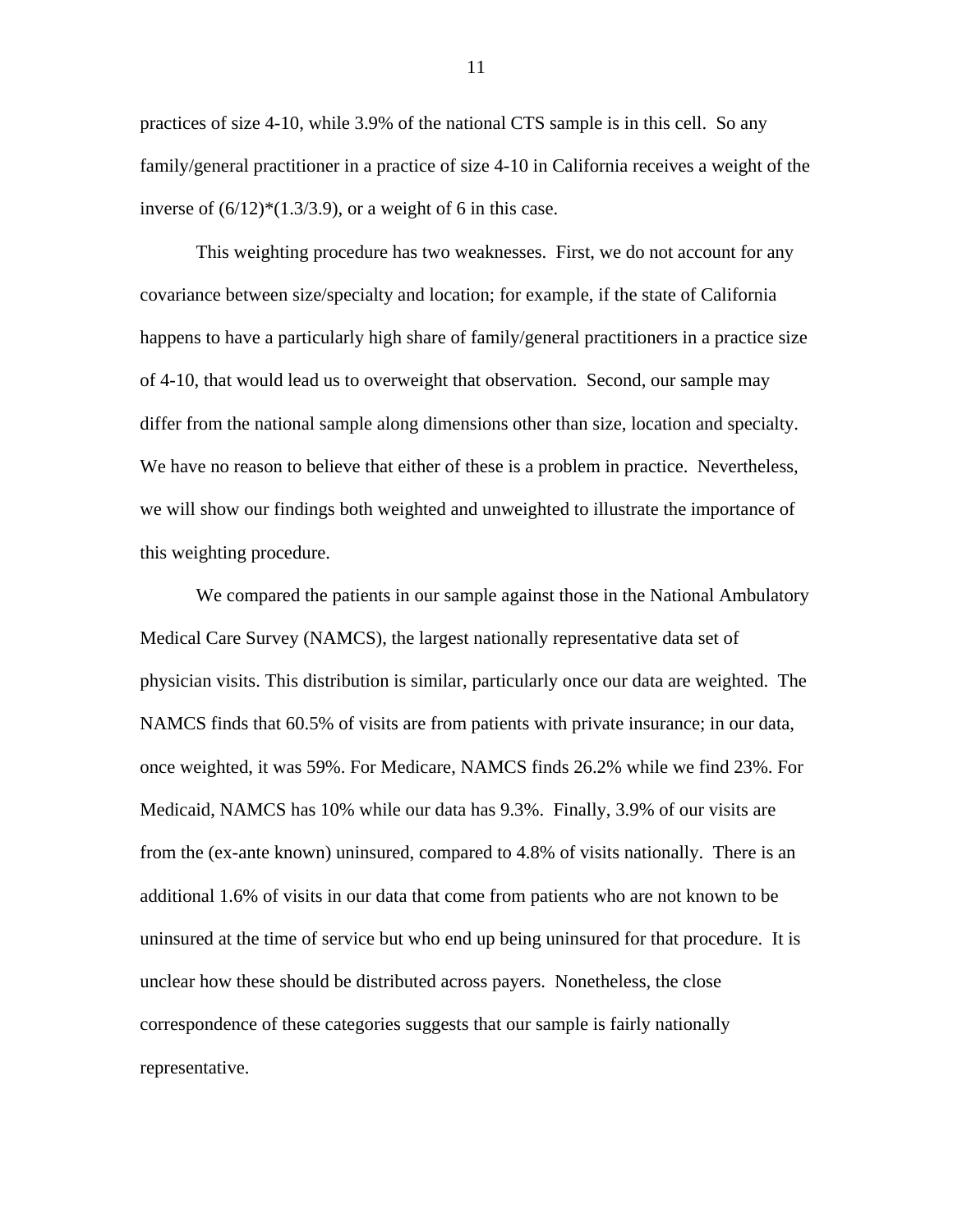practices of size 4-10, while 3.9% of the national CTS sample is in this cell. So any family/general practitioner in a practice of size 4-10 in California receives a weight of the inverse of $(6/12)*(1.3/3.9)$, or a weight of 6 in this case.

This weighting procedure has two weaknesses. First, we do not account for any covariance between size/specialty and location; for example, if the state of California happens to have a particularly high share of family/general practitioners in a practice size of 4-10, that would lead us to overweight that observation. Second, our sample may differ from the national sample along dimensions other than size, location and specialty. We have no reason to believe that either of these is a problem in practice. Nevertheless, we will show our findings both weighted and unweighted to illustrate the importance of this weighting procedure.

We compared the patients in our sample against those in the National Ambulatory Medical Care Survey (NAMCS), the largest nationally representative data set of physician visits. This distribution is similar, particularly once our data are weighted. The NAMCS finds that 60.5% of visits are from patients with private insurance; in our data, once weighted, it was 59%. For Medicare, NAMCS finds 26.2% while we find 23%. For Medicaid, NAMCS has 10% while our data has 9.3%. Finally, 3.9% of our visits are from the (ex-ante known) uninsured, compared to 4.8% of visits nationally. There is an additional 1.6% of visits in our data that come from patients who are not known to be uninsured at the time of service but who end up being uninsured for that procedure. It is unclear how these should be distributed across payers. Nonetheless, the close correspondence of these categories suggests that our sample is fairly nationally representative.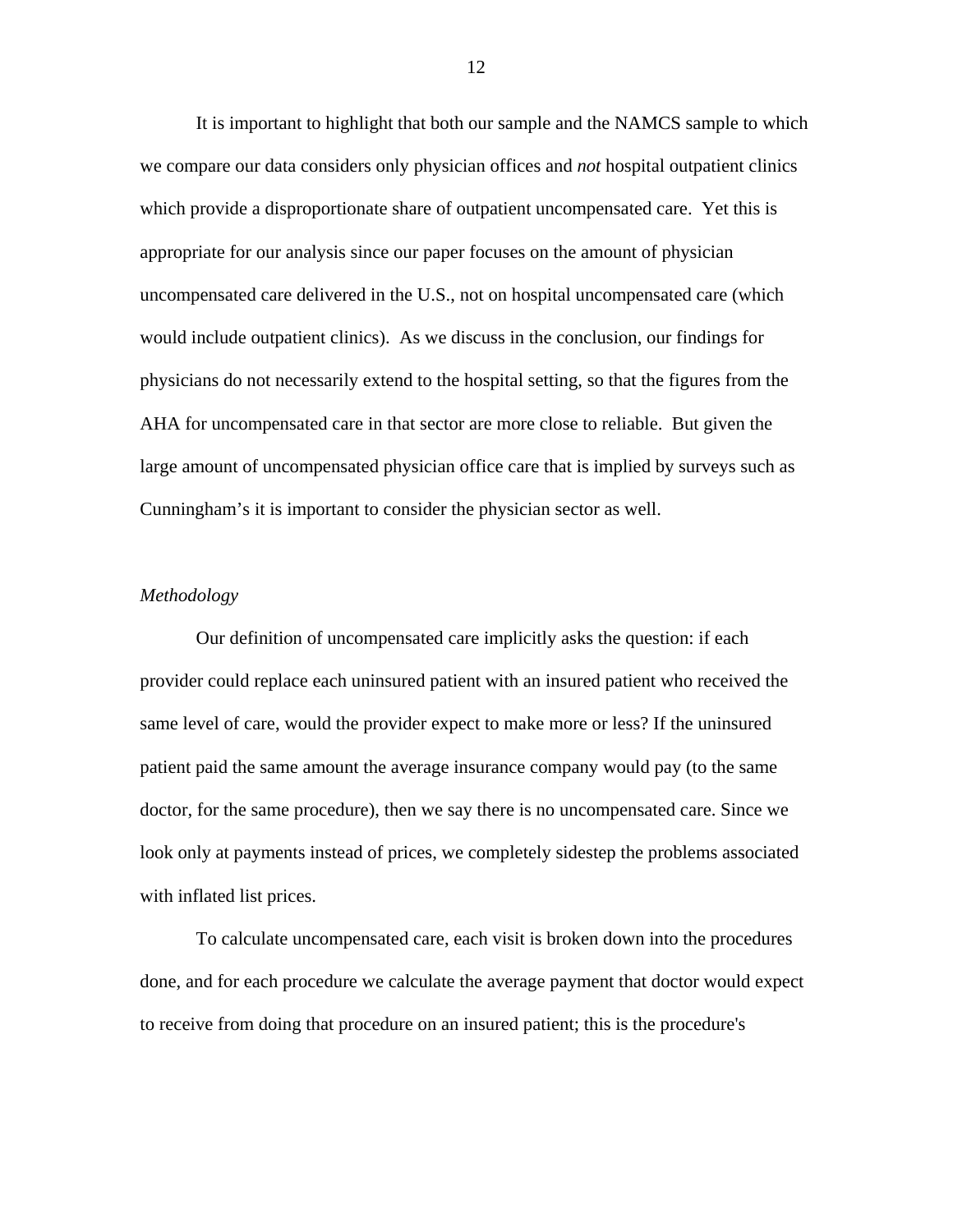It is important to highlight that both our sample and the NAMCS sample to which we compare our data considers only physician offices and *not* hospital outpatient clinics which provide a disproportionate share of outpatient uncompensated care. Yet this is appropriate for our analysis since our paper focuses on the amount of physician uncompensated care delivered in the U.S., not on hospital uncompensated care (which would include outpatient clinics). As we discuss in the conclusion, our findings for physicians do not necessarily extend to the hospital setting, so that the figures from the AHA for uncompensated care in that sector are more close to reliable. But given the large amount of uncompensated physician office care that is implied by surveys such as Cunningham's it is important to consider the physician sector as well.

*Methodology*

Our definition of uncompensated care implicitly asks the question: if each provider could replace each uninsured patient with an insured patient who received the same level of care, would the provider expect to make more or less? If the uninsured patient paid the same amount the average insurance company would pay (to the same doctor, for the same procedure), then we say there is no uncompensated care. Since we look only at payments instead of prices, we completely sidestep the problems associated with inflated list prices.

To calculate uncompensated care, each visit is broken down into the procedures done, and for each procedure we calculate the average payment that doctor would expect to receive from doing that procedure on an insured patient; this is the procedure's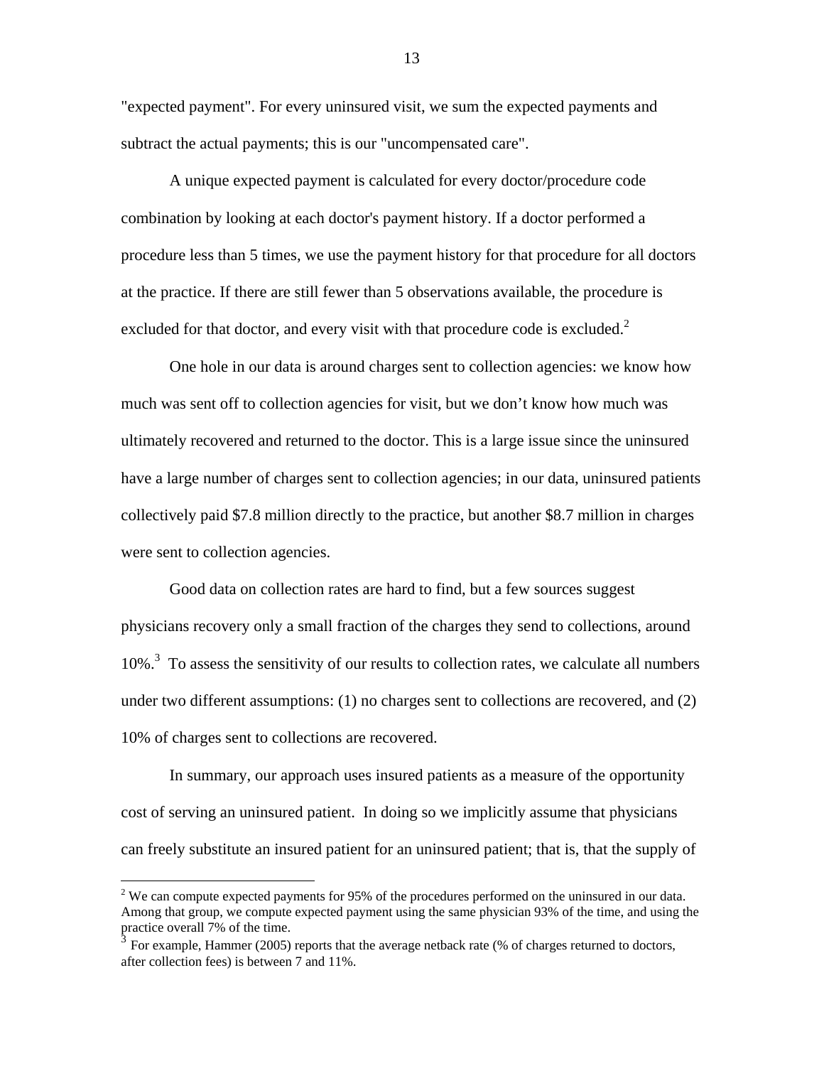"expected payment". For every uninsured visit, we sum the expected payments and subtract the actual payments; this is our "uncompensated care".

A unique expected payment is calculated for every doctor/procedure code combination by looking at each doctor's payment history. If a doctor performed a procedure less than 5 times, we use the payment history for that procedure for all doctors at the practice. If there are still fewer than 5 observations available, the procedure is excluded for that doctor, and every visit with that procedure code is excluded.[2]

One hole in our data is around charges sent to collection agencies: we know how much was sent off to collection agencies for visit, but we don't know how much was ultimately recovered and returned to the doctor. This is a large issue since the uninsured have a large number of charges sent to collection agencies; in our data, uninsured patients collectively paid \$7.8 million directly to the practice, but another \$8.7 million in charges were sent to collection agencies.

Good data on collection rates are hard to find, but a few sources suggest physicians recovery only a small fraction of the charges they send to collections, around 10%.[3] To assess the sensitivity of our results to collection rates, we calculate all numbers under two different assumptions: (1) no charges sent to collections are recovered, and (2) 10% of charges sent to collections are recovered.

In summary, our approach uses insured patients as a measure of the opportunity cost of serving an uninsured patient. In doing so we implicitly assume that physicians can freely substitute an insured patient for an uninsured patient; that is, that the supply of

---

[2] We can compute expected payments for 95% of the procedures performed on the uninsured in our data. Among that group, we compute expected payment using the same physician 93% of the time, and using the practice overall 7% of the time.

[3] For example, Hammer (2005) reports that the average netback rate (% of charges returned to doctors, after collection fees) is between 7 and 11%.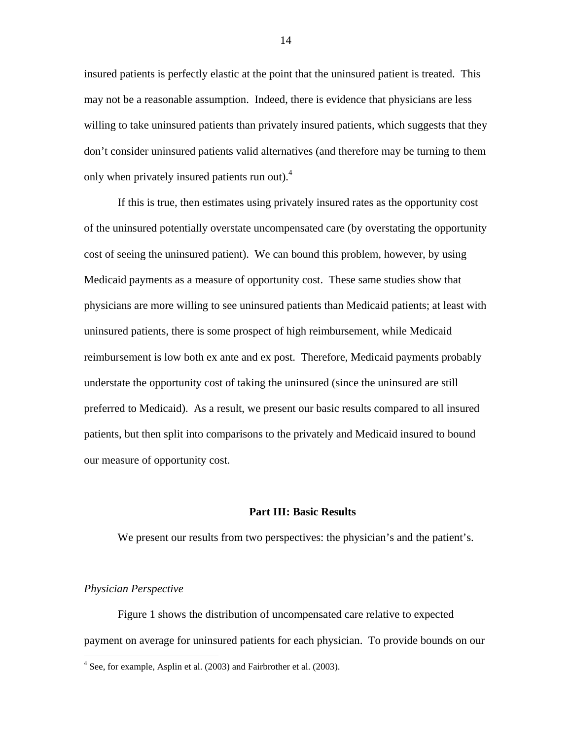insured patients is perfectly elastic at the point that the uninsured patient is treated. This may not be a reasonable assumption. Indeed, there is evidence that physicians are less willing to take uninsured patients than privately insured patients, which suggests that they don't consider uninsured patients valid alternatives (and therefore may be turning to them only when privately insured patients run out).[4]

If this is true, then estimates using privately insured rates as the opportunity cost of the uninsured potentially overstate uncompensated care (by overstating the opportunity cost of seeing the uninsured patient). We can bound this problem, however, by using Medicaid payments as a measure of opportunity cost. These same studies show that physicians are more willing to see uninsured patients than Medicaid patients; at least with uninsured patients, there is some prospect of high reimbursement, while Medicaid reimbursement is low both ex ante and ex post. Therefore, Medicaid payments probably understate the opportunity cost of taking the uninsured (since the uninsured are still preferred to Medicaid). As a result, we present our basic results compared to all insured patients, but then split into comparisons to the privately and Medicaid insured to bound our measure of opportunity cost.

## Part III: Basic Results

We present our results from two perspectives: the physician's and the patient's.

### *Physician Perspective*

Figure 1 shows the distribution of uncompensated care relative to expected payment on average for uninsured patients for each physician. To provide bounds on our

[4] See, for example, Asplin et al. (2003) and Fairbrother et al. (2003).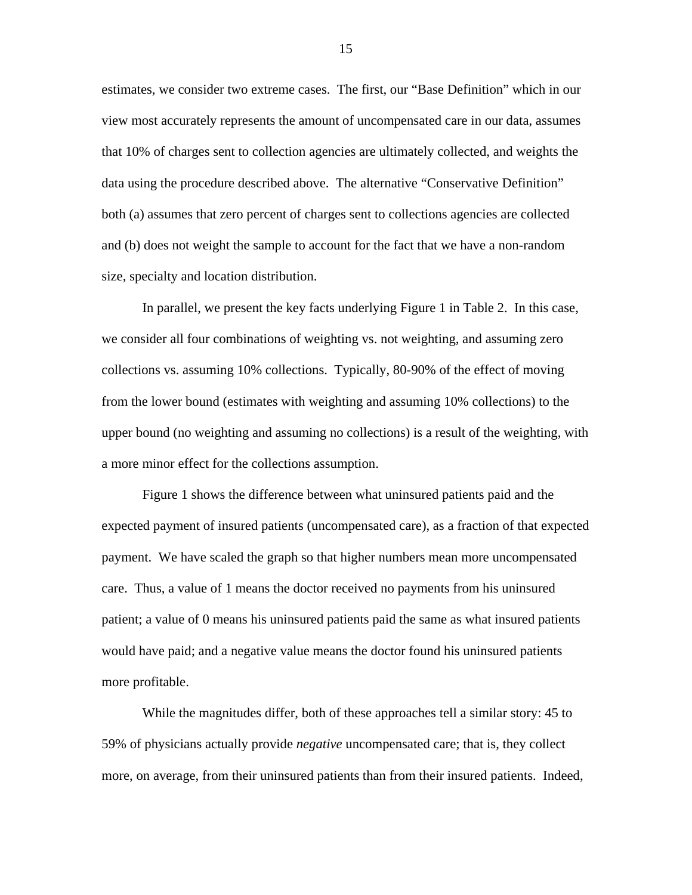estimates, we consider two extreme cases. The first, our "Base Definition" which in our view most accurately represents the amount of uncompensated care in our data, assumes that 10% of charges sent to collection agencies are ultimately collected, and weights the data using the procedure described above. The alternative "Conservative Definition" both (a) assumes that zero percent of charges sent to collections agencies are collected and (b) does not weight the sample to account for the fact that we have a non-random size, specialty and location distribution.

In parallel, we present the key facts underlying Figure 1 in Table 2. In this case, we consider all four combinations of weighting vs. not weighting, and assuming zero collections vs. assuming 10% collections. Typically, 80-90% of the effect of moving from the lower bound (estimates with weighting and assuming 10% collections) to the upper bound (no weighting and assuming no collections) is a result of the weighting, with a more minor effect for the collections assumption.

Figure 1 shows the difference between what uninsured patients paid and the expected payment of insured patients (uncompensated care), as a fraction of that expected payment. We have scaled the graph so that higher numbers mean more uncompensated care. Thus, a value of 1 means the doctor received no payments from his uninsured patient; a value of 0 means his uninsured patients paid the same as what insured patients would have paid; and a negative value means the doctor found his uninsured patients more profitable.

While the magnitudes differ, both of these approaches tell a similar story: 45 to 59% of physicians actually provide *negative* uncompensated care; that is, they collect more, on average, from their uninsured patients than from their insured patients. Indeed,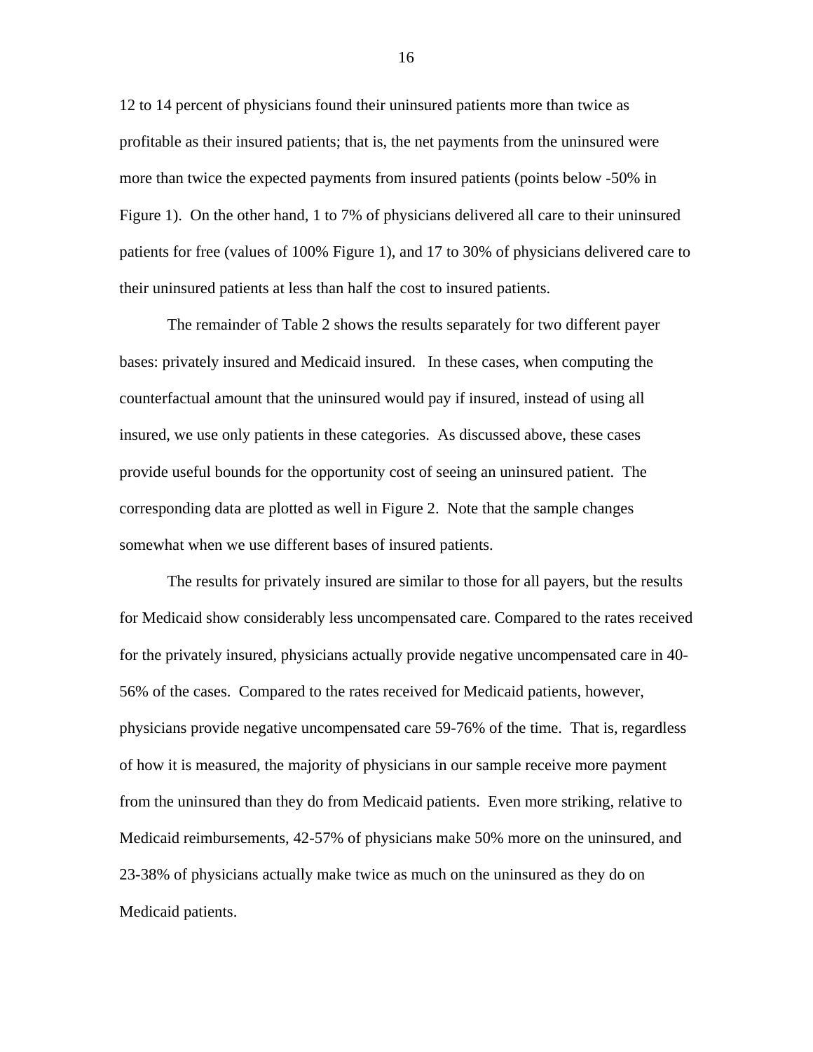12 to 14 percent of physicians found their uninsured patients more than twice as profitable as their insured patients; that is, the net payments from the uninsured were more than twice the expected payments from insured patients (points below -50% in Figure 1). On the other hand, 1 to 7% of physicians delivered all care to their uninsured patients for free (values of 100% Figure 1), and 17 to 30% of physicians delivered care to their uninsured patients at less than half the cost to insured patients.

The remainder of Table 2 shows the results separately for two different payer bases: privately insured and Medicaid insured. In these cases, when computing the counterfactual amount that the uninsured would pay if insured, instead of using all insured, we use only patients in these categories. As discussed above, these cases provide useful bounds for the opportunity cost of seeing an uninsured patient. The corresponding data are plotted as well in Figure 2. Note that the sample changes somewhat when we use different bases of insured patients.

The results for privately insured are similar to those for all payers, but the results for Medicaid show considerably less uncompensated care. Compared to the rates received for the privately insured, physicians actually provide negative uncompensated care in 40-56% of the cases. Compared to the rates received for Medicaid patients, however, physicians provide negative uncompensated care 59-76% of the time. That is, regardless of how it is measured, the majority of physicians in our sample receive more payment from the uninsured than they do from Medicaid patients. Even more striking, relative to Medicaid reimbursements, 42-57% of physicians make 50% more on the uninsured, and 23-38% of physicians actually make twice as much on the uninsured as they do on Medicaid patients.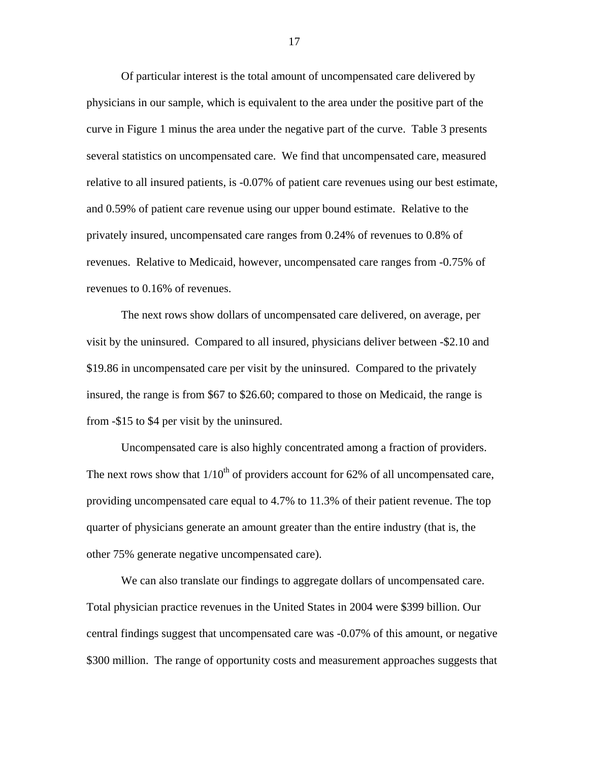Of particular interest is the total amount of uncompensated care delivered by physicians in our sample, which is equivalent to the area under the positive part of the curve in Figure 1 minus the area under the negative part of the curve. Table 3 presents several statistics on uncompensated care. We find that uncompensated care, measured relative to all insured patients, is -0.07% of patient care revenues using our best estimate, and 0.59% of patient care revenue using our upper bound estimate. Relative to the privately insured, uncompensated care ranges from 0.24% of revenues to 0.8% of revenues. Relative to Medicaid, however, uncompensated care ranges from -0.75% of revenues to 0.16% of revenues.

The next rows show dollars of uncompensated care delivered, on average, per visit by the uninsured. Compared to all insured, physicians deliver between -$2.10 and $19.86 in uncompensated care per visit by the uninsured. Compared to the privately insured, the range is from $67 to $26.60; compared to those on Medicaid, the range is from -$15 to $4 per visit by the uninsured.

Uncompensated care is also highly concentrated among a fraction of providers. The next rows show that 1/10th of providers account for 62% of all uncompensated care, providing uncompensated care equal to 4.7% to 11.3% of their patient revenue. The top quarter of physicians generate an amount greater than the entire industry (that is, the other 75% generate negative uncompensated care).

We can also translate our findings to aggregate dollars of uncompensated care. Total physician practice revenues in the United States in 2004 were $399 billion. Our central findings suggest that uncompensated care was -0.07% of this amount, or negative $300 million. The range of opportunity costs and measurement approaches suggests that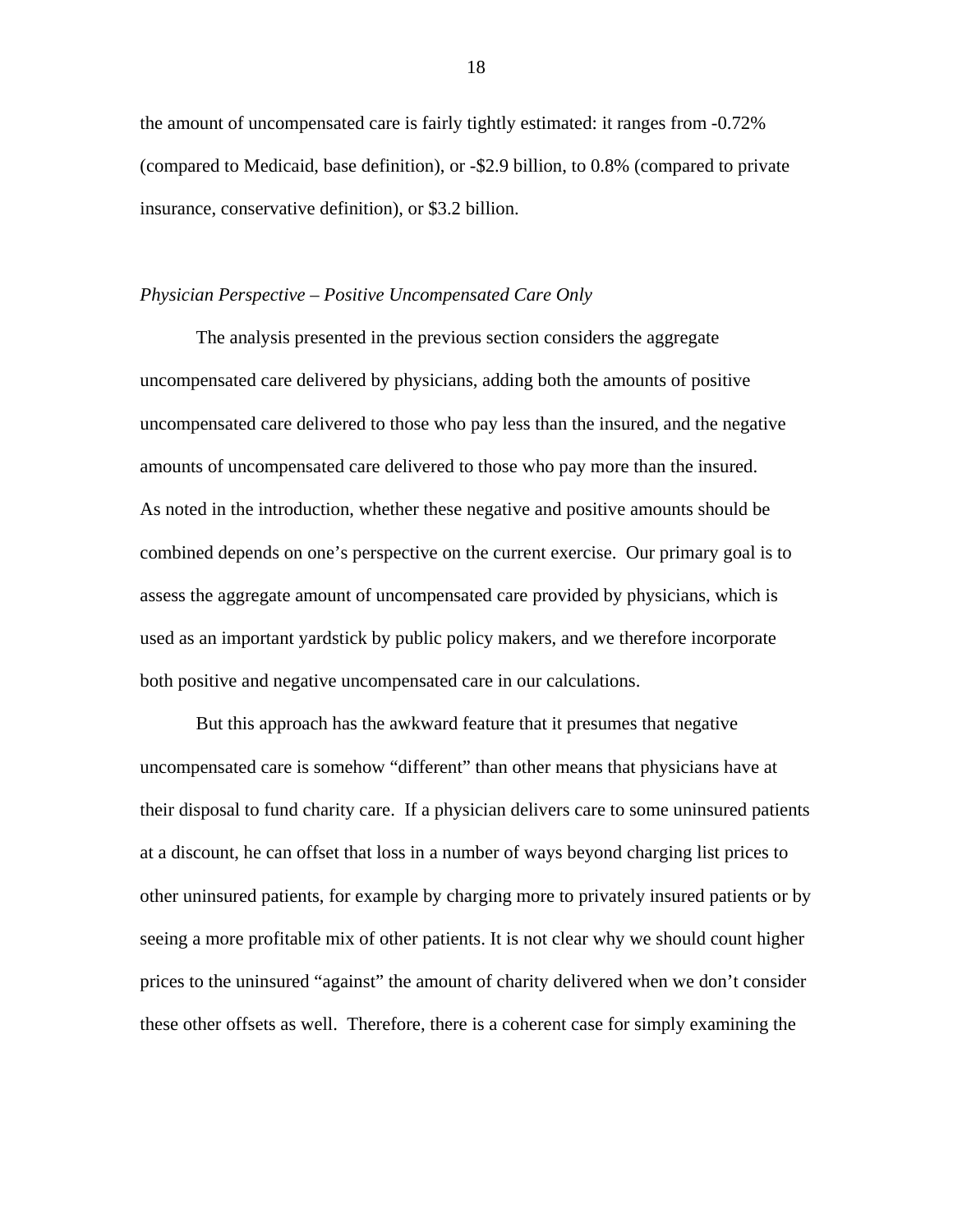the amount of uncompensated care is fairly tightly estimated: it ranges from -0.72% (compared to Medicaid, base definition), or -$2.9 billion, to 0.8% (compared to private insurance, conservative definition), or $3.2 billion.

*Physician Perspective – Positive Uncompensated Care Only*

The analysis presented in the previous section considers the aggregate uncompensated care delivered by physicians, adding both the amounts of positive uncompensated care delivered to those who pay less than the insured, and the negative amounts of uncompensated care delivered to those who pay more than the insured. As noted in the introduction, whether these negative and positive amounts should be combined depends on one's perspective on the current exercise. Our primary goal is to assess the aggregate amount of uncompensated care provided by physicians, which is used as an important yardstick by public policy makers, and we therefore incorporate both positive and negative uncompensated care in our calculations.

But this approach has the awkward feature that it presumes that negative uncompensated care is somehow "different" than other means that physicians have at their disposal to fund charity care. If a physician delivers care to some uninsured patients at a discount, he can offset that loss in a number of ways beyond charging list prices to other uninsured patients, for example by charging more to privately insured patients or by seeing a more profitable mix of other patients. It is not clear why we should count higher prices to the uninsured "against" the amount of charity delivered when we don't consider these other offsets as well. Therefore, there is a coherent case for simply examining the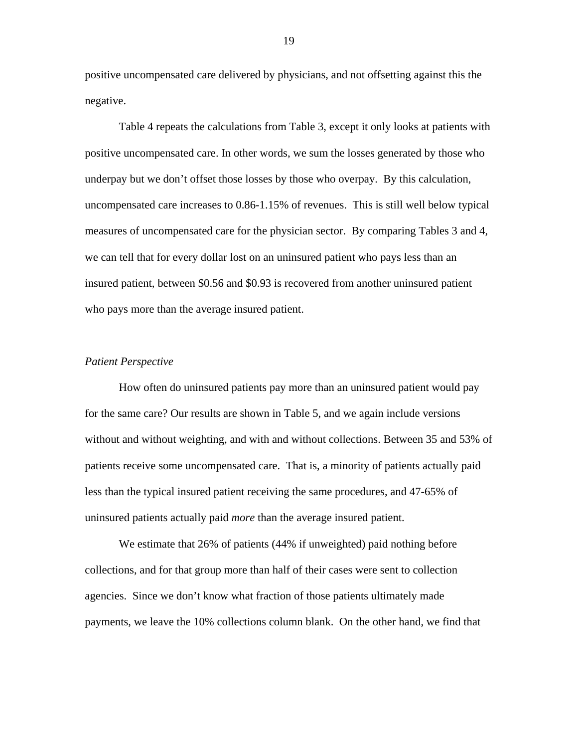positive uncompensated care delivered by physicians, and not offsetting against this the negative.

Table 4 repeats the calculations from Table 3, except it only looks at patients with positive uncompensated care. In other words, we sum the losses generated by those who underpay but we don't offset those losses by those who overpay. By this calculation, uncompensated care increases to 0.86-1.15% of revenues. This is still well below typical measures of uncompensated care for the physician sector. By comparing Tables 3 and 4, we can tell that for every dollar lost on an uninsured patient who pays less than an insured patient, between $0.56 and $0.93 is recovered from another uninsured patient who pays more than the average insured patient.

*Patient Perspective*

How often do uninsured patients pay more than an uninsured patient would pay for the same care? Our results are shown in Table 5, and we again include versions without and without weighting, and with and without collections. Between 35 and 53% of patients receive some uncompensated care. That is, a minority of patients actually paid less than the typical insured patient receiving the same procedures, and 47-65% of uninsured patients actually paid *more* than the average insured patient.

We estimate that 26% of patients (44% if unweighted) paid nothing before collections, and for that group more than half of their cases were sent to collection agencies. Since we don't know what fraction of those patients ultimately made payments, we leave the 10% collections column blank. On the other hand, we find that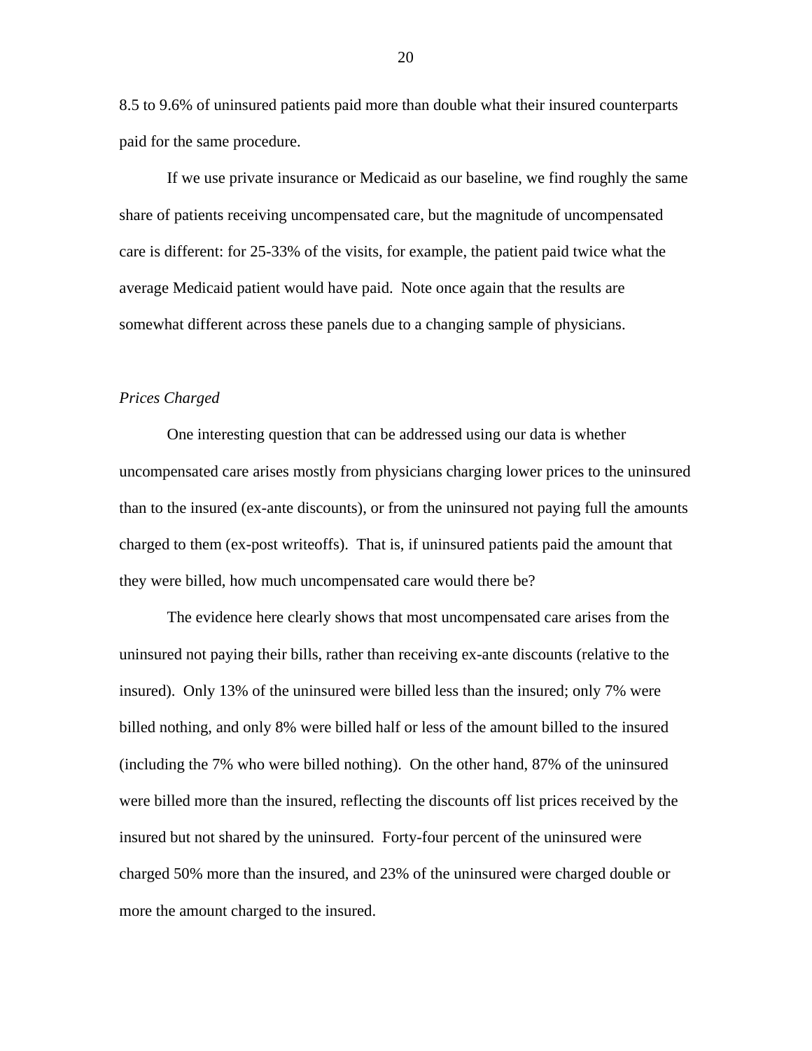8.5 to 9.6% of uninsured patients paid more than double what their insured counterparts paid for the same procedure.

If we use private insurance or Medicaid as our baseline, we find roughly the same share of patients receiving uncompensated care, but the magnitude of uncompensated care is different: for 25-33% of the visits, for example, the patient paid twice what the average Medicaid patient would have paid. Note once again that the results are somewhat different across these panels due to a changing sample of physicians.

*Prices Charged*

One interesting question that can be addressed using our data is whether uncompensated care arises mostly from physicians charging lower prices to the uninsured than to the insured (ex-ante discounts), or from the uninsured not paying full the amounts charged to them (ex-post writeoffs). That is, if uninsured patients paid the amount that they were billed, how much uncompensated care would there be?

The evidence here clearly shows that most uncompensated care arises from the uninsured not paying their bills, rather than receiving ex-ante discounts (relative to the insured). Only 13% of the uninsured were billed less than the insured; only 7% were billed nothing, and only 8% were billed half or less of the amount billed to the insured (including the 7% who were billed nothing). On the other hand, 87% of the uninsured were billed more than the insured, reflecting the discounts off list prices received by the insured but not shared by the uninsured. Forty-four percent of the uninsured were charged 50% more than the insured, and 23% of the uninsured were charged double or more the amount charged to the insured.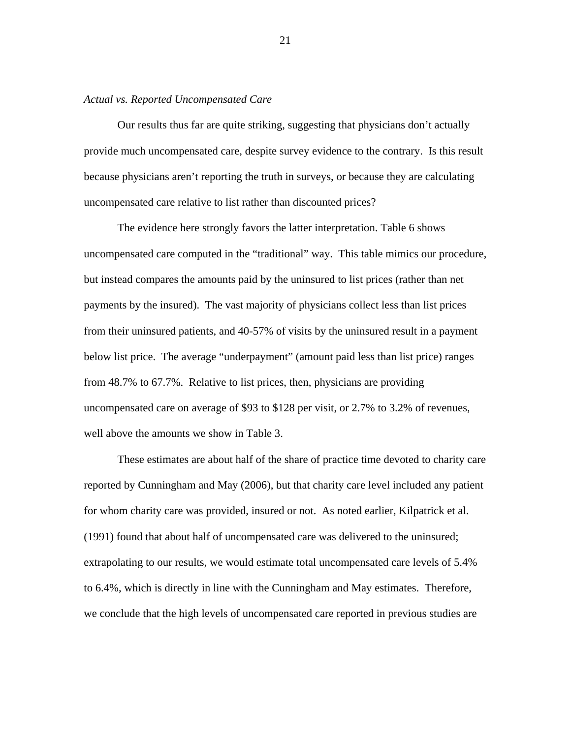*Actual vs. Reported Uncompensated Care*

Our results thus far are quite striking, suggesting that physicians don't actually provide much uncompensated care, despite survey evidence to the contrary. Is this result because physicians aren't reporting the truth in surveys, or because they are calculating uncompensated care relative to list rather than discounted prices?

The evidence here strongly favors the latter interpretation. Table 6 shows uncompensated care computed in the "traditional" way. This table mimics our procedure, but instead compares the amounts paid by the uninsured to list prices (rather than net payments by the insured). The vast majority of physicians collect less than list prices from their uninsured patients, and 40-57% of visits by the uninsured result in a payment below list price. The average "underpayment" (amount paid less than list price) ranges from 48.7% to 67.7%. Relative to list prices, then, physicians are providing uncompensated care on average of $93 to $128 per visit, or 2.7% to 3.2% of revenues, well above the amounts we show in Table 3.

These estimates are about half of the share of practice time devoted to charity care reported by Cunningham and May (2006), but that charity care level included any patient for whom charity care was provided, insured or not. As noted earlier, Kilpatrick et al. (1991) found that about half of uncompensated care was delivered to the uninsured; extrapolating to our results, we would estimate total uncompensated care levels of 5.4% to 6.4%, which is directly in line with the Cunningham and May estimates. Therefore, we conclude that the high levels of uncompensated care reported in previous studies are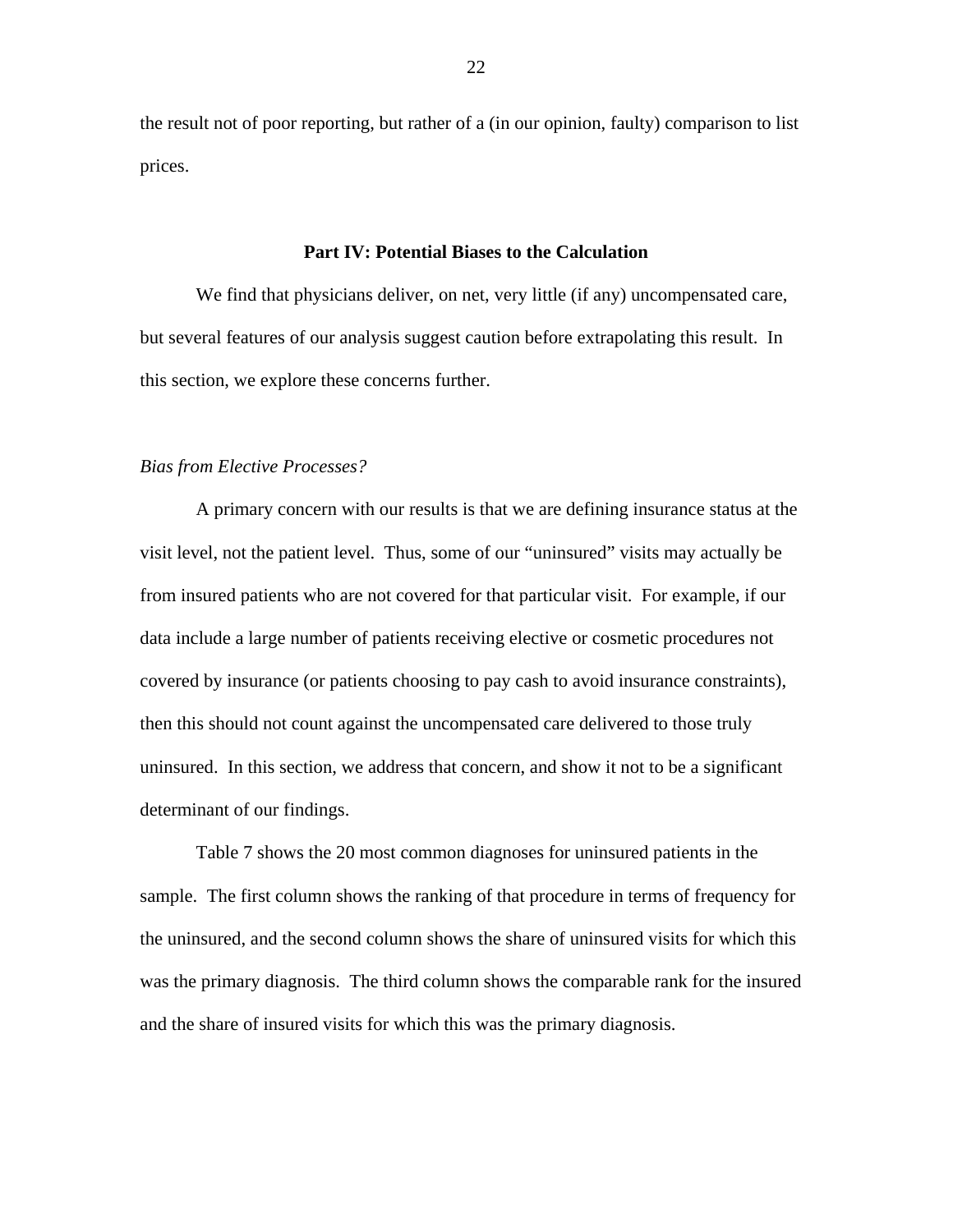the result not of poor reporting, but rather of a (in our opinion, faulty) comparison to list prices.

## Part IV: Potential Biases to the Calculation

We find that physicians deliver, on net, very little (if any) uncompensated care, but several features of our analysis suggest caution before extrapolating this result. In this section, we explore these concerns further.

*Bias from Elective Processes?*

A primary concern with our results is that we are defining insurance status at the visit level, not the patient level. Thus, some of our "uninsured" visits may actually be from insured patients who are not covered for that particular visit. For example, if our data include a large number of patients receiving elective or cosmetic procedures not covered by insurance (or patients choosing to pay cash to avoid insurance constraints), then this should not count against the uncompensated care delivered to those truly uninsured. In this section, we address that concern, and show it not to be a significant determinant of our findings.

Table 7 shows the 20 most common diagnoses for uninsured patients in the sample. The first column shows the ranking of that procedure in terms of frequency for the uninsured, and the second column shows the share of uninsured visits for which this was the primary diagnosis. The third column shows the comparable rank for the insured and the share of insured visits for which this was the primary diagnosis.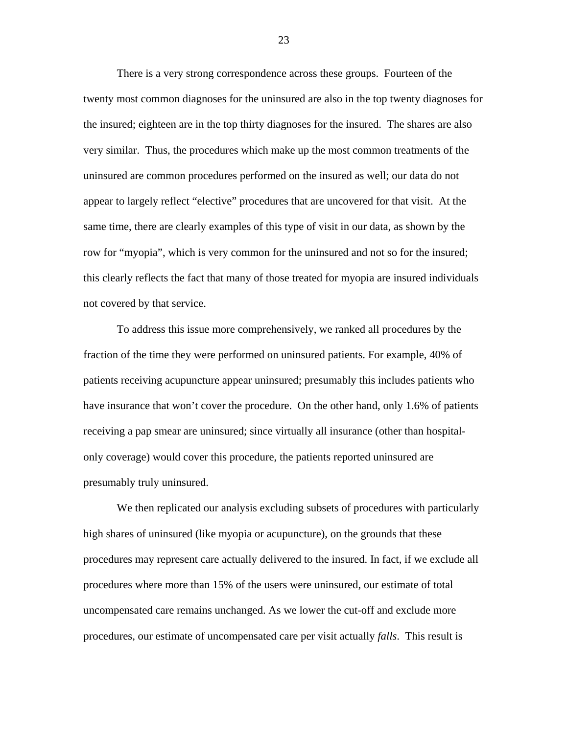There is a very strong correspondence across these groups. Fourteen of the twenty most common diagnoses for the uninsured are also in the top twenty diagnoses for the insured; eighteen are in the top thirty diagnoses for the insured. The shares are also very similar. Thus, the procedures which make up the most common treatments of the uninsured are common procedures performed on the insured as well; our data do not appear to largely reflect "elective" procedures that are uncovered for that visit. At the same time, there are clearly examples of this type of visit in our data, as shown by the row for "myopia", which is very common for the uninsured and not so for the insured; this clearly reflects the fact that many of those treated for myopia are insured individuals not covered by that service.

To address this issue more comprehensively, we ranked all procedures by the fraction of the time they were performed on uninsured patients. For example, 40% of patients receiving acupuncture appear uninsured; presumably this includes patients who have insurance that won't cover the procedure. On the other hand, only 1.6% of patients receiving a pap smear are uninsured; since virtually all insurance (other than hospital-only coverage) would cover this procedure, the patients reported uninsured are presumably truly uninsured.

We then replicated our analysis excluding subsets of procedures with particularly high shares of uninsured (like myopia or acupuncture), on the grounds that these procedures may represent care actually delivered to the insured. In fact, if we exclude all procedures where more than 15% of the users were uninsured, our estimate of total uncompensated care remains unchanged. As we lower the cut-off and exclude more procedures, our estimate of uncompensated care per visit actually *falls*. This result is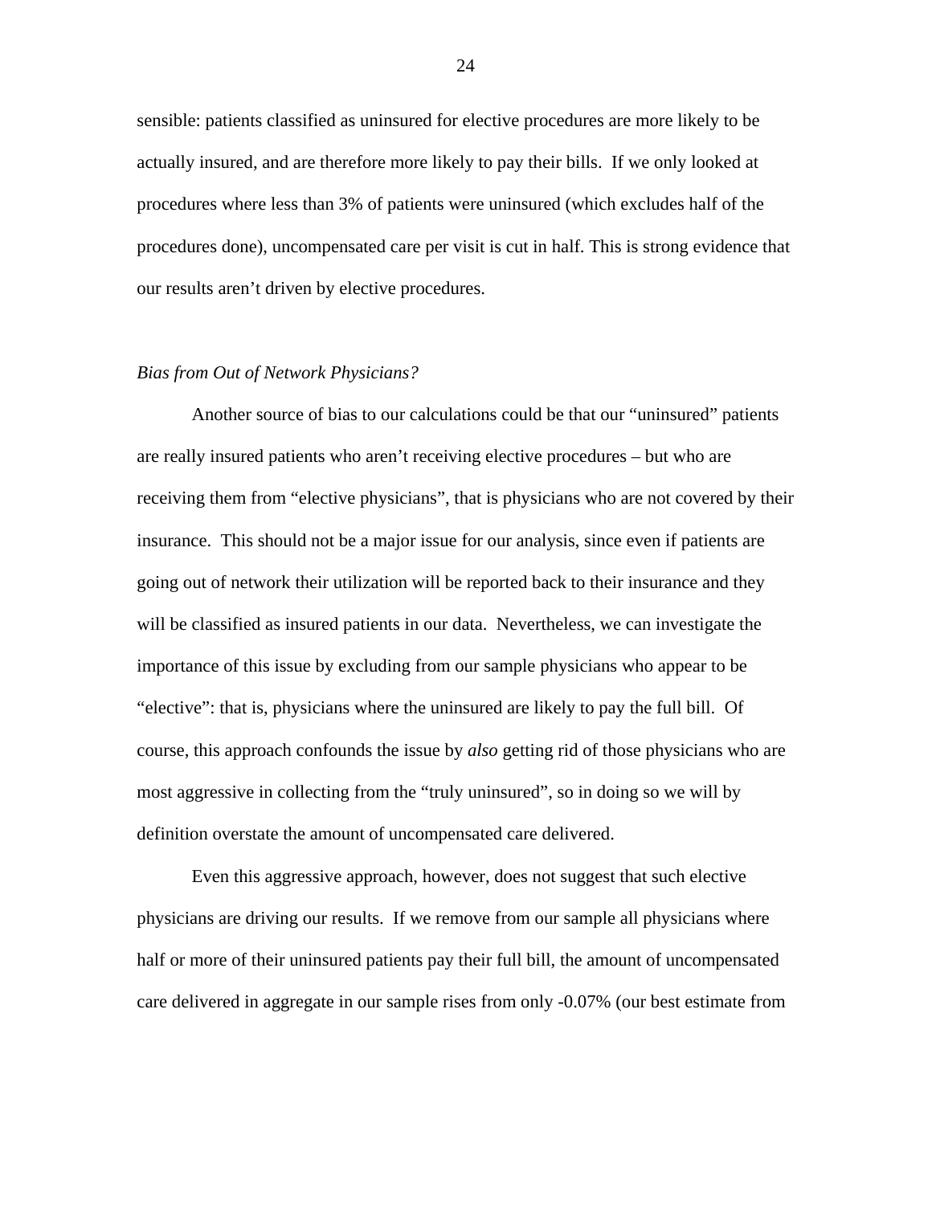sensible: patients classified as uninsured for elective procedures are more likely to be actually insured, and are therefore more likely to pay their bills. If we only looked at procedures where less than 3% of patients were uninsured (which excludes half of the procedures done), uncompensated care per visit is cut in half. This is strong evidence that our results aren't driven by elective procedures.

*Bias from Out of Network Physicians?*

Another source of bias to our calculations could be that our "uninsured" patients are really insured patients who aren't receiving elective procedures – but who are receiving them from "elective physicians", that is physicians who are not covered by their insurance. This should not be a major issue for our analysis, since even if patients are going out of network their utilization will be reported back to their insurance and they will be classified as insured patients in our data. Nevertheless, we can investigate the importance of this issue by excluding from our sample physicians who appear to be "elective": that is, physicians where the uninsured are likely to pay the full bill. Of course, this approach confounds the issue by *also* getting rid of those physicians who are most aggressive in collecting from the "truly uninsured", so in doing so we will by definition overstate the amount of uncompensated care delivered.

Even this aggressive approach, however, does not suggest that such elective physicians are driving our results. If we remove from our sample all physicians where half or more of their uninsured patients pay their full bill, the amount of uncompensated care delivered in aggregate in our sample rises from only -0.07% (our best estimate from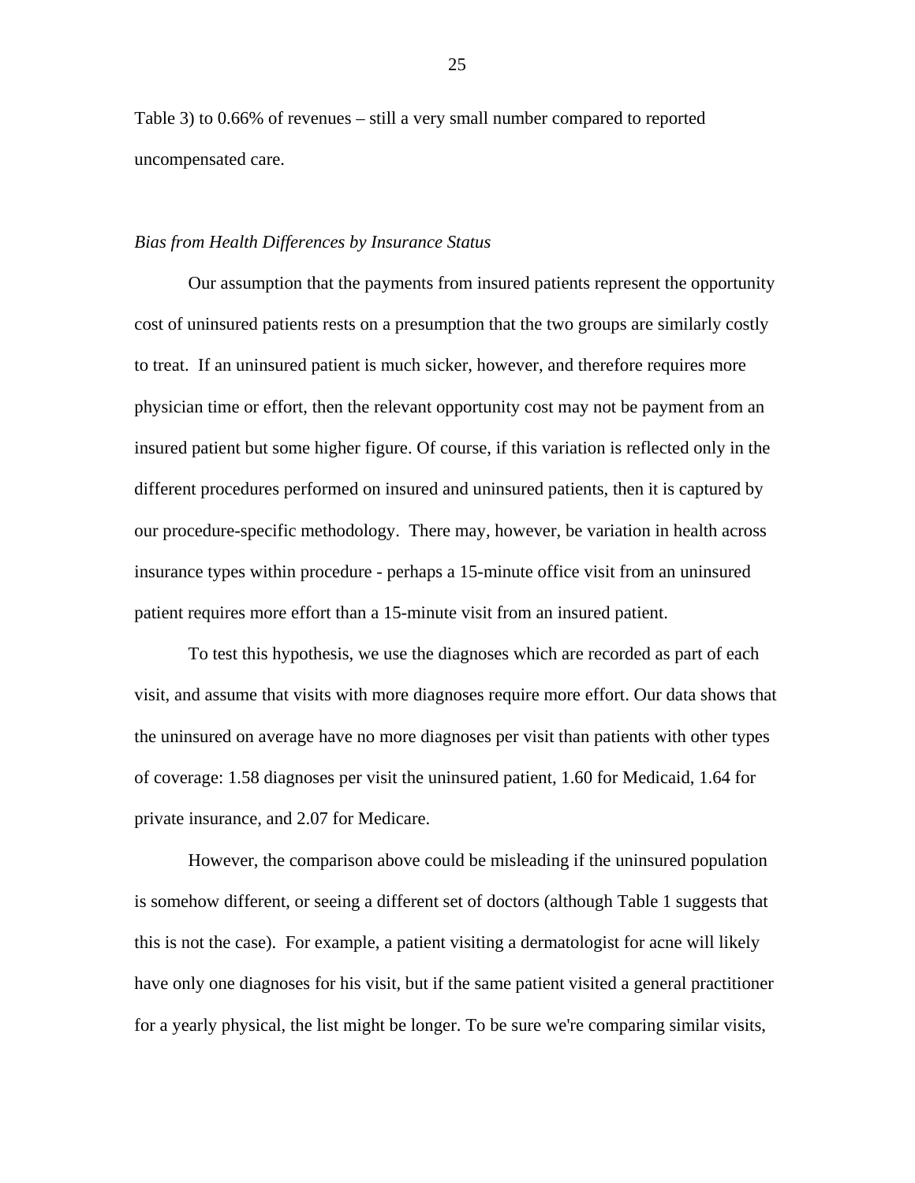Table 3) to 0.66% of revenues – still a very small number compared to reported uncompensated care.

*Bias from Health Differences by Insurance Status*

Our assumption that the payments from insured patients represent the opportunity cost of uninsured patients rests on a presumption that the two groups are similarly costly to treat. If an uninsured patient is much sicker, however, and therefore requires more physician time or effort, then the relevant opportunity cost may not be payment from an insured patient but some higher figure. Of course, if this variation is reflected only in the different procedures performed on insured and uninsured patients, then it is captured by our procedure-specific methodology. There may, however, be variation in health across insurance types within procedure - perhaps a 15-minute office visit from an uninsured patient requires more effort than a 15-minute visit from an insured patient.

To test this hypothesis, we use the diagnoses which are recorded as part of each visit, and assume that visits with more diagnoses require more effort. Our data shows that the uninsured on average have no more diagnoses per visit than patients with other types of coverage: 1.58 diagnoses per visit the uninsured patient, 1.60 for Medicaid, 1.64 for private insurance, and 2.07 for Medicare.

However, the comparison above could be misleading if the uninsured population is somehow different, or seeing a different set of doctors (although Table 1 suggests that this is not the case). For example, a patient visiting a dermatologist for acne will likely have only one diagnoses for his visit, but if the same patient visited a general practitioner for a yearly physical, the list might be longer. To be sure we're comparing similar visits,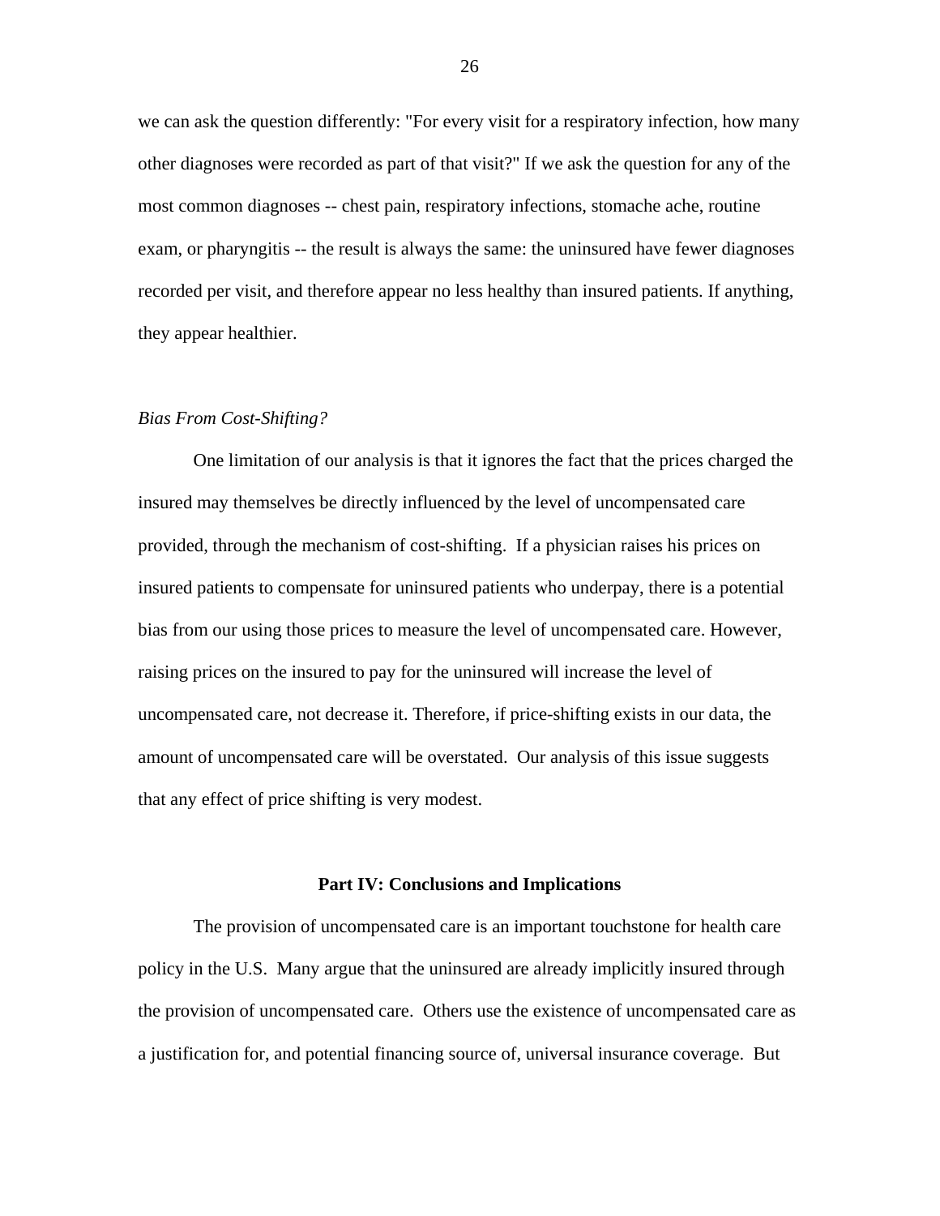we can ask the question differently: "For every visit for a respiratory infection, how many other diagnoses were recorded as part of that visit?" If we ask the question for any of the most common diagnoses -- chest pain, respiratory infections, stomache ache, routine exam, or pharyngitis -- the result is always the same: the uninsured have fewer diagnoses recorded per visit, and therefore appear no less healthy than insured patients. If anything, they appear healthier.

*Bias From Cost-Shifting?*

One limitation of our analysis is that it ignores the fact that the prices charged the insured may themselves be directly influenced by the level of uncompensated care provided, through the mechanism of cost-shifting. If a physician raises his prices on insured patients to compensate for uninsured patients who underpay, there is a potential bias from our using those prices to measure the level of uncompensated care. However, raising prices on the insured to pay for the uninsured will increase the level of uncompensated care, not decrease it. Therefore, if price-shifting exists in our data, the amount of uncompensated care will be overstated. Our analysis of this issue suggests that any effect of price shifting is very modest.

## Part IV: Conclusions and Implications

The provision of uncompensated care is an important touchstone for health care policy in the U.S. Many argue that the uninsured are already implicitly insured through the provision of uncompensated care. Others use the existence of uncompensated care as a justification for, and potential financing source of, universal insurance coverage. But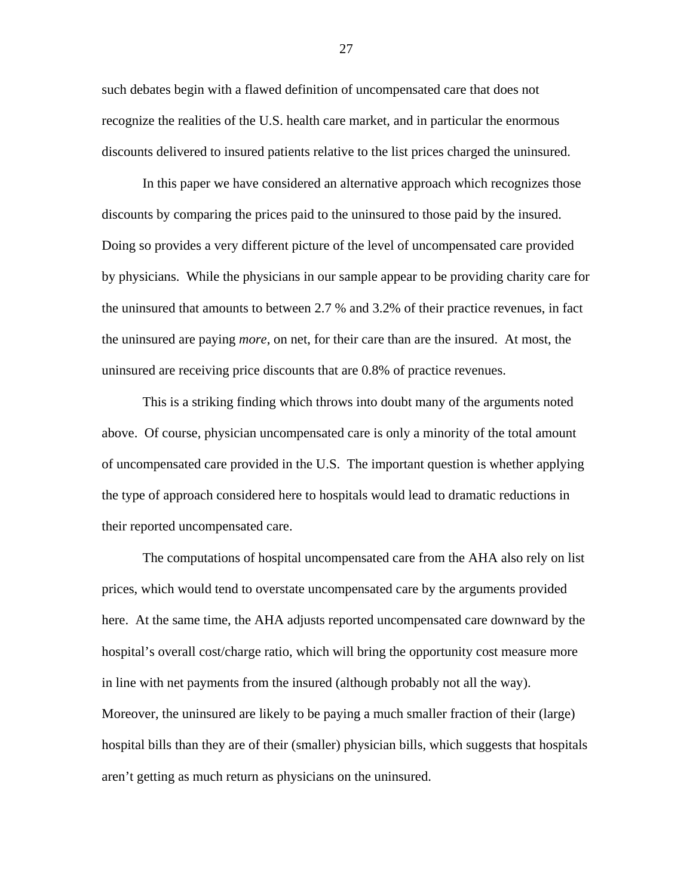such debates begin with a flawed definition of uncompensated care that does not recognize the realities of the U.S. health care market, and in particular the enormous discounts delivered to insured patients relative to the list prices charged the uninsured.

In this paper we have considered an alternative approach which recognizes those discounts by comparing the prices paid to the uninsured to those paid by the insured. Doing so provides a very different picture of the level of uncompensated care provided by physicians. While the physicians in our sample appear to be providing charity care for the uninsured that amounts to between 2.7 % and 3.2% of their practice revenues, in fact the uninsured are paying *more*, on net, for their care than are the insured. At most, the uninsured are receiving price discounts that are 0.8% of practice revenues.

This is a striking finding which throws into doubt many of the arguments noted above. Of course, physician uncompensated care is only a minority of the total amount of uncompensated care provided in the U.S. The important question is whether applying the type of approach considered here to hospitals would lead to dramatic reductions in their reported uncompensated care.

The computations of hospital uncompensated care from the AHA also rely on list prices, which would tend to overstate uncompensated care by the arguments provided here. At the same time, the AHA adjusts reported uncompensated care downward by the hospital's overall cost/charge ratio, which will bring the opportunity cost measure more in line with net payments from the insured (although probably not all the way). Moreover, the uninsured are likely to be paying a much smaller fraction of their (large) hospital bills than they are of their (smaller) physician bills, which suggests that hospitals aren't getting as much return as physicians on the uninsured.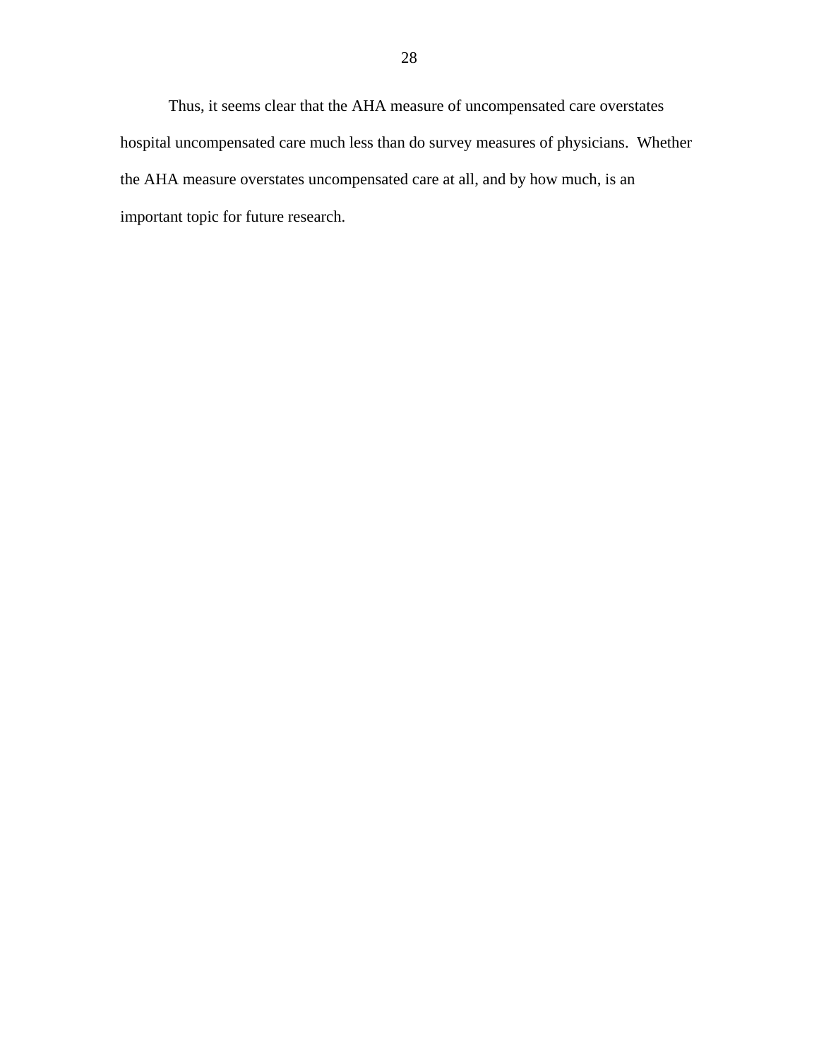Thus, it seems clear that the AHA measure of uncompensated care overstates hospital uncompensated care much less than do survey measures of physicians. Whether the AHA measure overstates uncompensated care at all, and by how much, is an important topic for future research.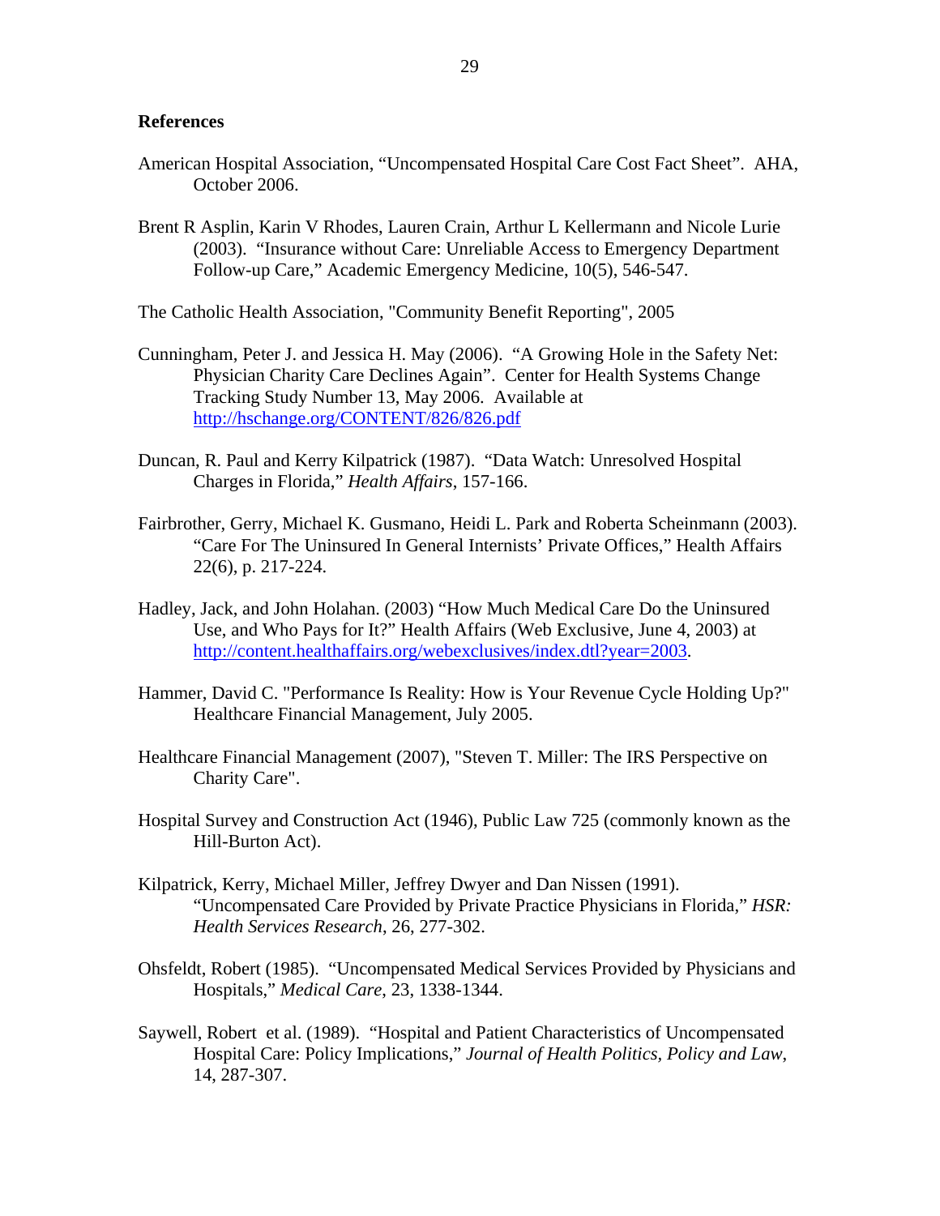## References

American Hospital Association, "Uncompensated Hospital Care Cost Fact Sheet". AHA, October 2006.

Brent R Asplin, Karin V Rhodes, Lauren Crain, Arthur L Kellermann and Nicole Lurie (2003). "Insurance without Care: Unreliable Access to Emergency Department Follow-up Care," Academic Emergency Medicine, 10(5), 546-547.

The Catholic Health Association, "Community Benefit Reporting", 2005

Cunningham, Peter J. and Jessica H. May (2006). "A Growing Hole in the Safety Net: Physician Charity Care Declines Again". Center for Health Systems Change Tracking Study Number 13, May 2006. Available at http://hschange.org/CONTENT/826/826.pdf

Duncan, R. Paul and Kerry Kilpatrick (1987). "Data Watch: Unresolved Hospital Charges in Florida," *Health Affairs*, 157-166.

Fairbrother, Gerry, Michael K. Gusmano, Heidi L. Park and Roberta Scheinmann (2003). "Care For The Uninsured In General Internists' Private Offices," Health Affairs 22(6), p. 217-224.

Hadley, Jack, and John Holahan. (2003) "How Much Medical Care Do the Uninsured Use, and Who Pays for It?" Health Affairs (Web Exclusive, June 4, 2003) at http://content.healthaffairs.org/webexclusives/index.dtl?year=2003.

Hammer, David C. "Performance Is Reality: How is Your Revenue Cycle Holding Up?" Healthcare Financial Management, July 2005.

Healthcare Financial Management (2007), "Steven T. Miller: The IRS Perspective on Charity Care".

Hospital Survey and Construction Act (1946), Public Law 725 (commonly known as the Hill-Burton Act).

Kilpatrick, Kerry, Michael Miller, Jeffrey Dwyer and Dan Nissen (1991). "Uncompensated Care Provided by Private Practice Physicians in Florida," *HSR: Health Services Research*, 26, 277-302.

Ohsfeldt, Robert (1985). "Uncompensated Medical Services Provided by Physicians and Hospitals," *Medical Care*, 23, 1338-1344.

Saywell, Robert et al. (1989). "Hospital and Patient Characteristics of Uncompensated Hospital Care: Policy Implications," *Journal of Health Politics, Policy and Law*, 14, 287-307.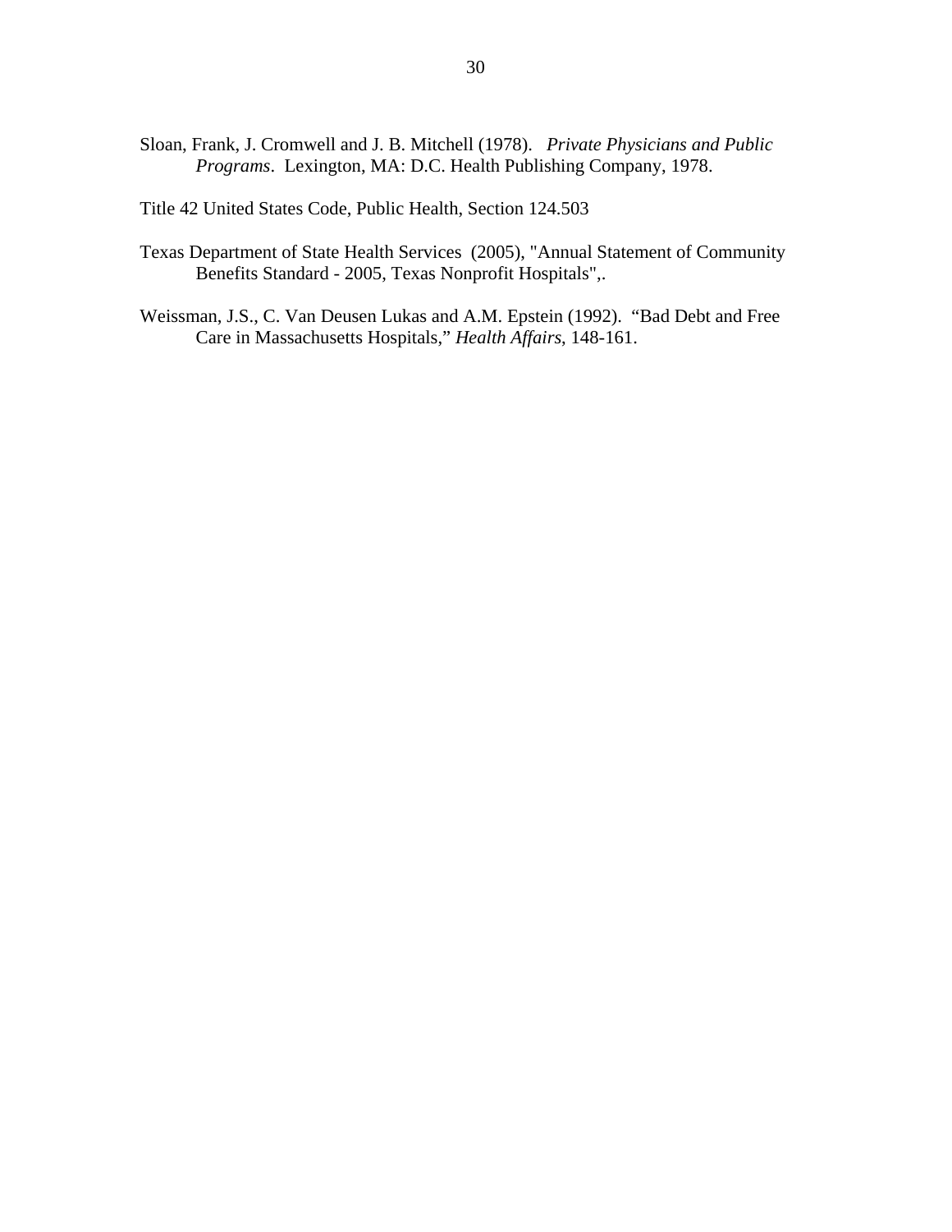Sloan, Frank, J. Cromwell and J. B. Mitchell (1978). *Private Physicians and Public Programs*. Lexington, MA: D.C. Health Publishing Company, 1978.

Title 42 United States Code, Public Health, Section 124.503

Texas Department of State Health Services (2005), "Annual Statement of Community Benefits Standard - 2005, Texas Nonprofit Hospitals",.

Weissman, J.S., C. Van Deusen Lukas and A.M. Epstein (1992). "Bad Debt and Free Care in Massachusetts Hospitals," *Health Affairs*, 148-161.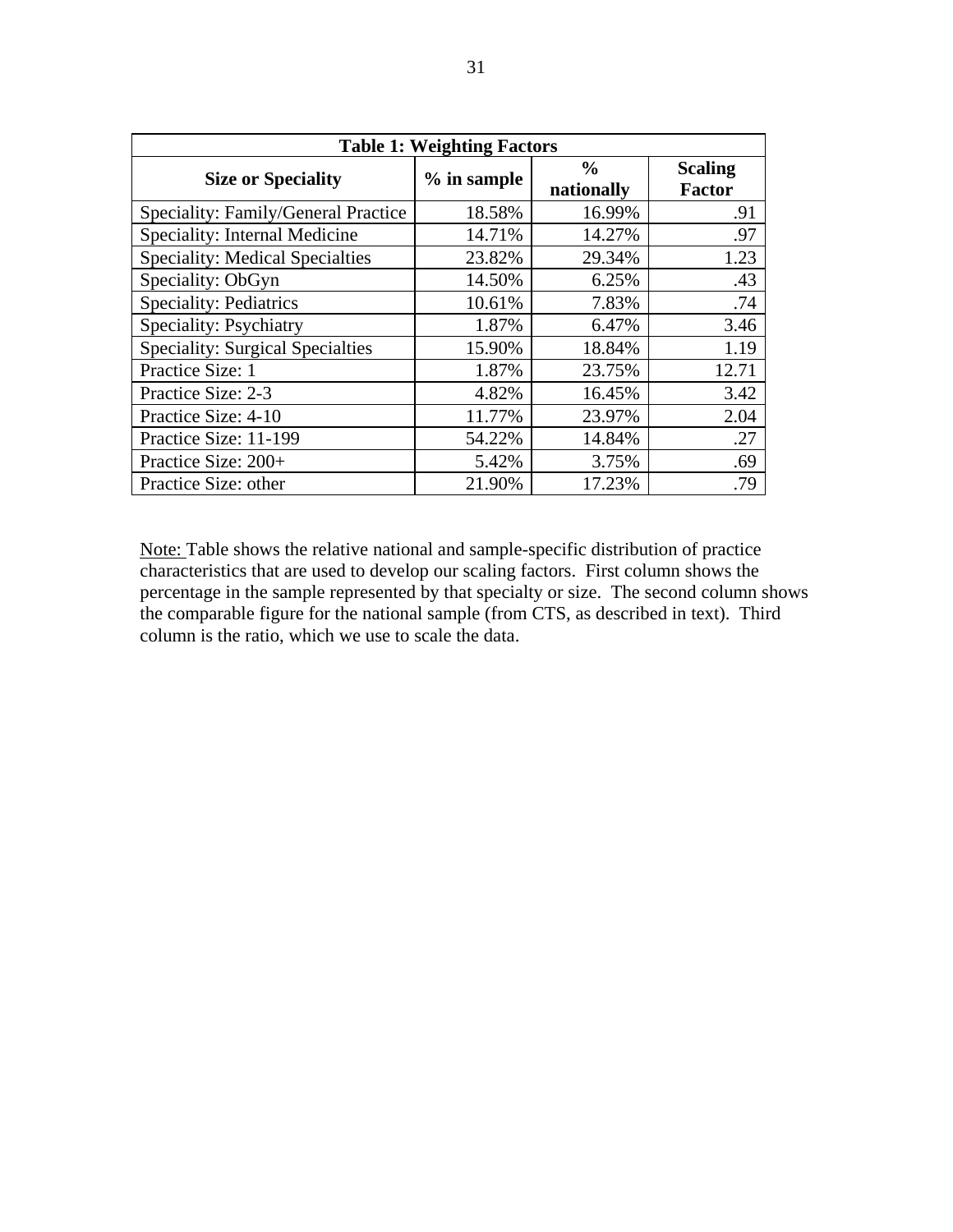**Table 1: Weighting Factors**

| Size or Speciality | % in sample | % nationally | Scaling Factor |
|---|---|---|---|
| Speciality: Family/General Practice | 18.58% | 16.99% | .91 |
| Speciality: Internal Medicine | 14.71% | 14.27% | .97 |
| Speciality: Medical Specialties | 23.82% | 29.34% | 1.23 |
| Speciality: ObGyn | 14.50% | 6.25% | .43 |
| Speciality: Pediatrics | 10.61% | 7.83% | .74 |
| Speciality: Psychiatry | 1.87% | 6.47% | 3.46 |
| Speciality: Surgical Specialties | 15.90% | 18.84% | 1.19 |
| Practice Size: 1 | 1.87% | 23.75% | 12.71 |
| Practice Size: 2-3 | 4.82% | 16.45% | 3.42 |
| Practice Size: 4-10 | 11.77% | 23.97% | 2.04 |
| Practice Size: 11-199 | 54.22% | 14.84% | .27 |
| Practice Size: 200+ | 5.42% | 3.75% | .69 |
| Practice Size: other | 21.90% | 17.23% | .79 |

Note: Table shows the relative national and sample-specific distribution of practice characteristics that are used to develop our scaling factors. First column shows the percentage in the sample represented by that specialty or size. The second column shows the comparable figure for the national sample (from CTS, as described in text). Third column is the ratio, which we use to scale the data.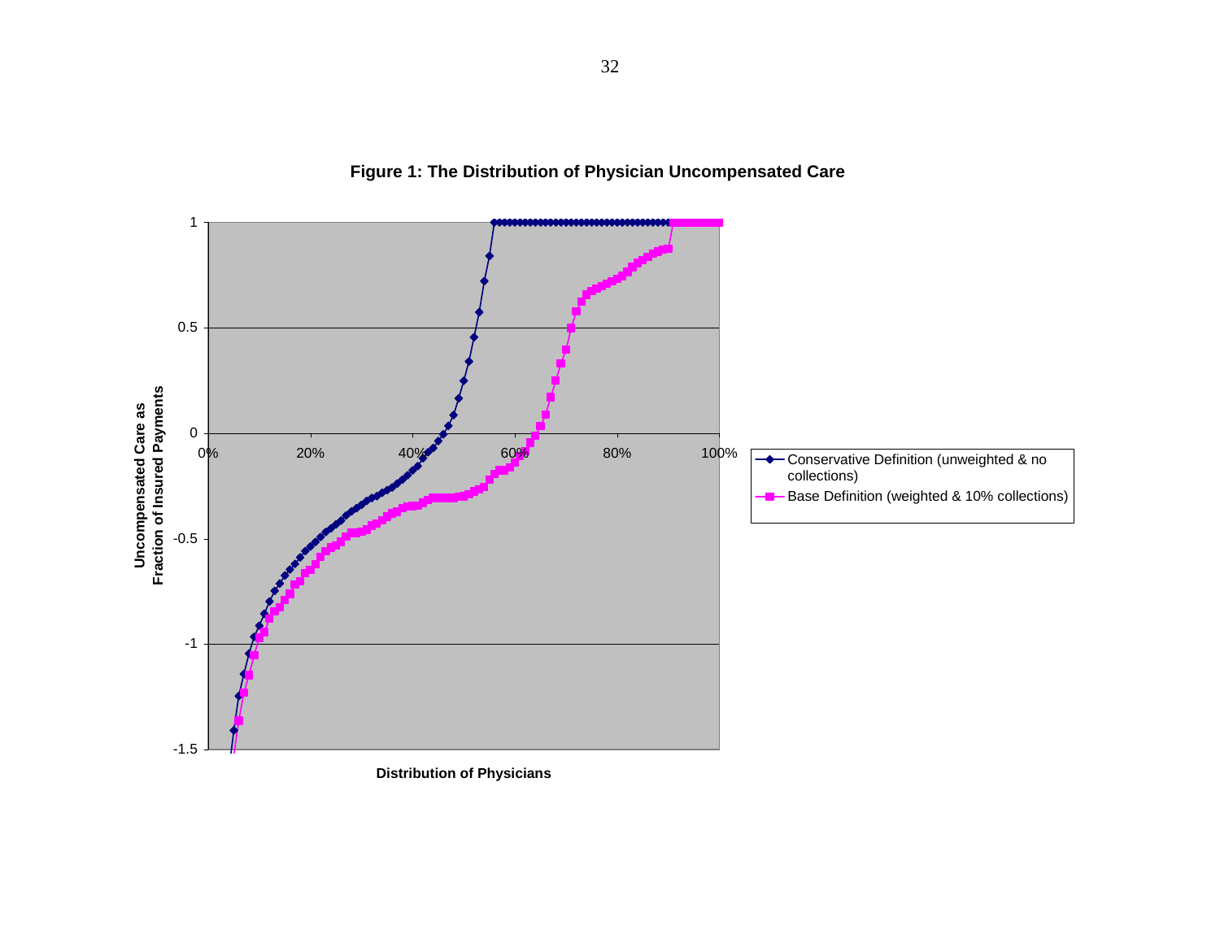**Figure 1: The Distribution of Physician Uncompensated Care**

Uncompensated Care as Fraction of Insured Payments

Distribution of Physicians

- Conservative Definition (unweighted & no collections)
- Base Definition (weighted & 10% collections)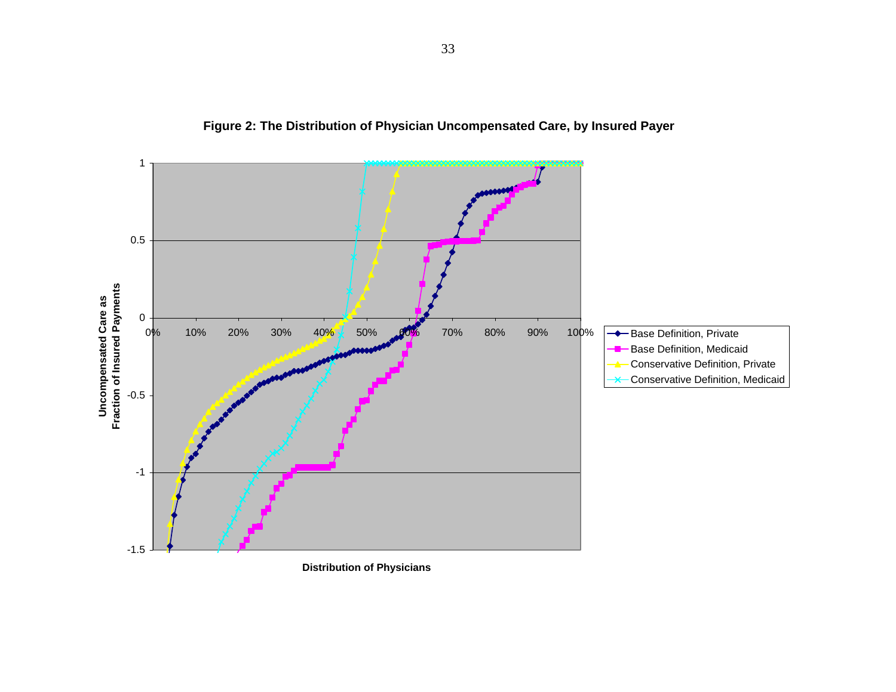**Figure 2: The Distribution of Physician Uncompensated Care, by Insured Payer**

Uncompensated Care as Fraction of Insured Payments

Distribution of Physicians

- Base Definition, Private
- Base Definition, Medicaid
- Conservative Definition, Private
- Conservative Definition, Medicaid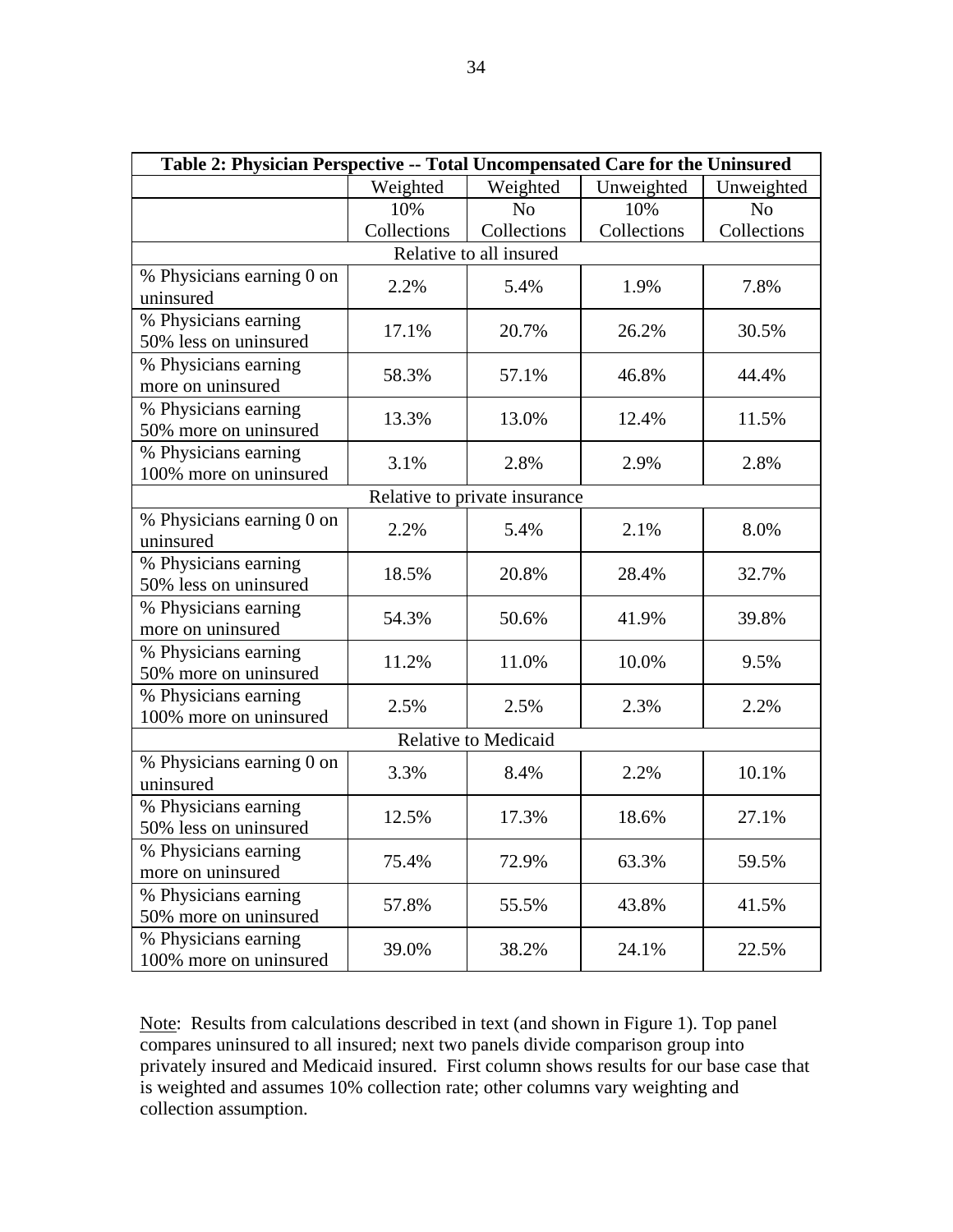**Table 2: Physician Perspective -- Total Uncompensated Care for the Uninsured**

| | Weighted | Weighted | Unweighted | Unweighted |
|---|---|---|---|---|
| | 10% Collections | No Collections | 10% Collections | No Collections |
| **Relative to all insured** | | | | |
| % Physicians earning 0 on uninsured | 2.2% | 5.4% | 1.9% | 7.8% |
| % Physicians earning 50% less on uninsured | 17.1% | 20.7% | 26.2% | 30.5% |
| % Physicians earning more on uninsured | 58.3% | 57.1% | 46.8% | 44.4% |
| % Physicians earning 50% more on uninsured | 13.3% | 13.0% | 12.4% | 11.5% |
| % Physicians earning 100% more on uninsured | 3.1% | 2.8% | 2.9% | 2.8% |
| **Relative to private insurance** | | | | |
| % Physicians earning 0 on uninsured | 2.2% | 5.4% | 2.1% | 8.0% |
| % Physicians earning 50% less on uninsured | 18.5% | 20.8% | 28.4% | 32.7% |
| % Physicians earning more on uninsured | 54.3% | 50.6% | 41.9% | 39.8% |
| % Physicians earning 50% more on uninsured | 11.2% | 11.0% | 10.0% | 9.5% |
| % Physicians earning 100% more on uninsured | 2.5% | 2.5% | 2.3% | 2.2% |
| **Relative to Medicaid** | | | | |
| % Physicians earning 0 on uninsured | 3.3% | 8.4% | 2.2% | 10.1% |
| % Physicians earning 50% less on uninsured | 12.5% | 17.3% | 18.6% | 27.1% |
| % Physicians earning more on uninsured | 75.4% | 72.9% | 63.3% | 59.5% |
| % Physicians earning 50% more on uninsured | 57.8% | 55.5% | 43.8% | 41.5% |
| % Physicians earning 100% more on uninsured | 39.0% | 38.2% | 24.1% | 22.5% |

Note: Results from calculations described in text (and shown in Figure 1). Top panel compares uninsured to all insured; next two panels divide comparison group into privately insured and Medicaid insured. First column shows results for our base case that is weighted and assumes 10% collection rate; other columns vary weighting and collection assumption.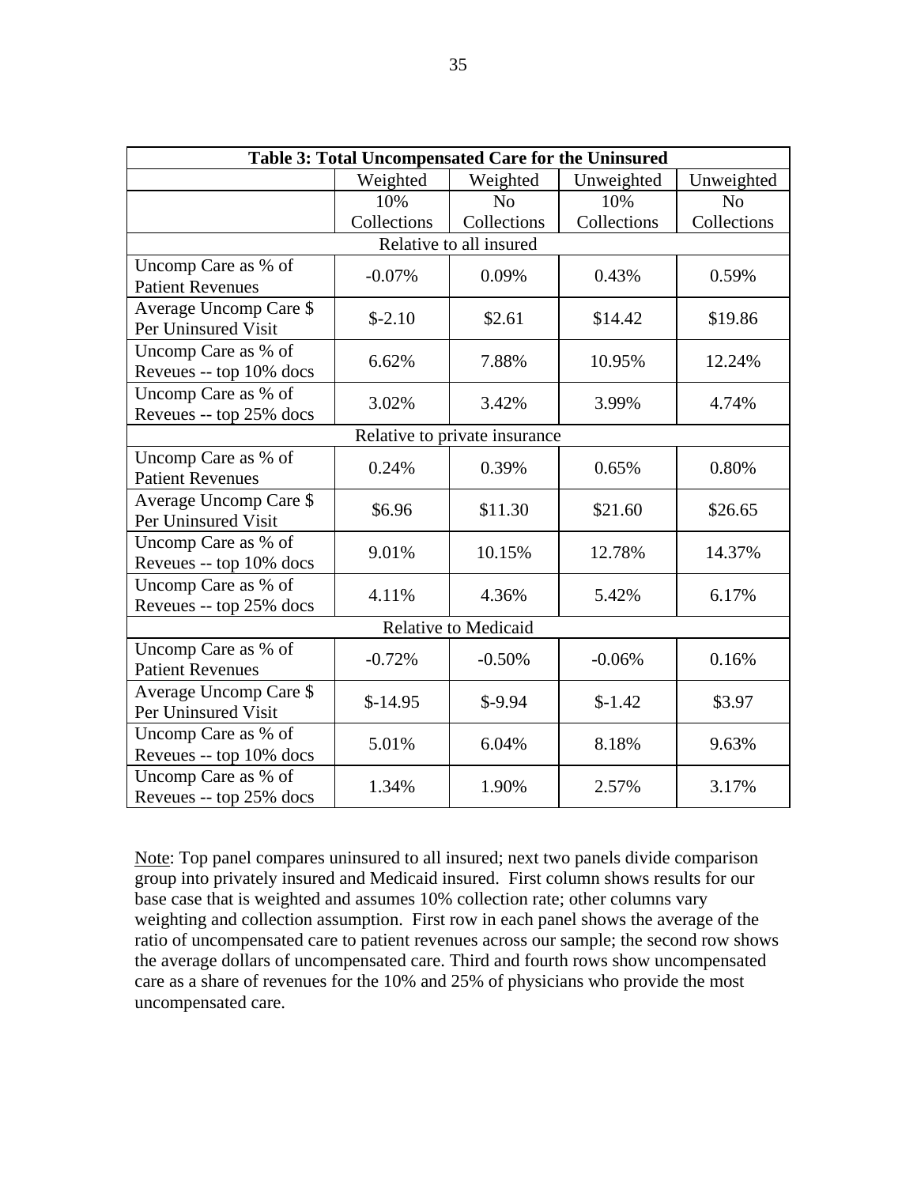**Table 3: Total Uncompensated Care for the Uninsured**

| | Weighted | Weighted | Unweighted | Unweighted |
|---|---|---|---|---|
| | 10% Collections | No Collections | 10% Collections | No Collections |
| **Relative to all insured** | | | | |
| Uncomp Care as % of Patient Revenues | -0.07% | 0.09% | 0.43% | 0.59% |
| Average Uncomp Care $ Per Uninsured Visit | $-2.10 | $2.61 | $14.42 | $19.86 |
| Uncomp Care as % of Reveues -- top 10% docs | 6.62% | 7.88% | 10.95% | 12.24% |
| Uncomp Care as % of Reveues -- top 25% docs | 3.02% | 3.42% | 3.99% | 4.74% |
| **Relative to private insurance** | | | | |
| Uncomp Care as % of Patient Revenues | 0.24% | 0.39% | 0.65% | 0.80% |
| Average Uncomp Care $ Per Uninsured Visit | $6.96 | $11.30 | $21.60 | $26.65 |
| Uncomp Care as % of Reveues -- top 10% docs | 9.01% | 10.15% | 12.78% | 14.37% |
| Uncomp Care as % of Reveues -- top 25% docs | 4.11% | 4.36% | 5.42% | 6.17% |
| **Relative to Medicaid** | | | | |
| Uncomp Care as % of Patient Revenues | -0.72% | -0.50% | -0.06% | 0.16% |
| Average Uncomp Care $ Per Uninsured Visit | $-14.95 | $-9.94 | $-1.42 | $3.97 |
| Uncomp Care as % of Reveues -- top 10% docs | 5.01% | 6.04% | 8.18% | 9.63% |
| Uncomp Care as % of Reveues -- top 25% docs | 1.34% | 1.90% | 2.57% | 3.17% |

Note: Top panel compares uninsured to all insured; next two panels divide comparison group into privately insured and Medicaid insured. First column shows results for our base case that is weighted and assumes 10% collection rate; other columns vary weighting and collection assumption. First row in each panel shows the average of the ratio of uncompensated care to patient revenues across our sample; the second row shows the average dollars of uncompensated care. Third and fourth rows show uncompensated care as a share of revenues for the 10% and 25% of physicians who provide the most uncompensated care.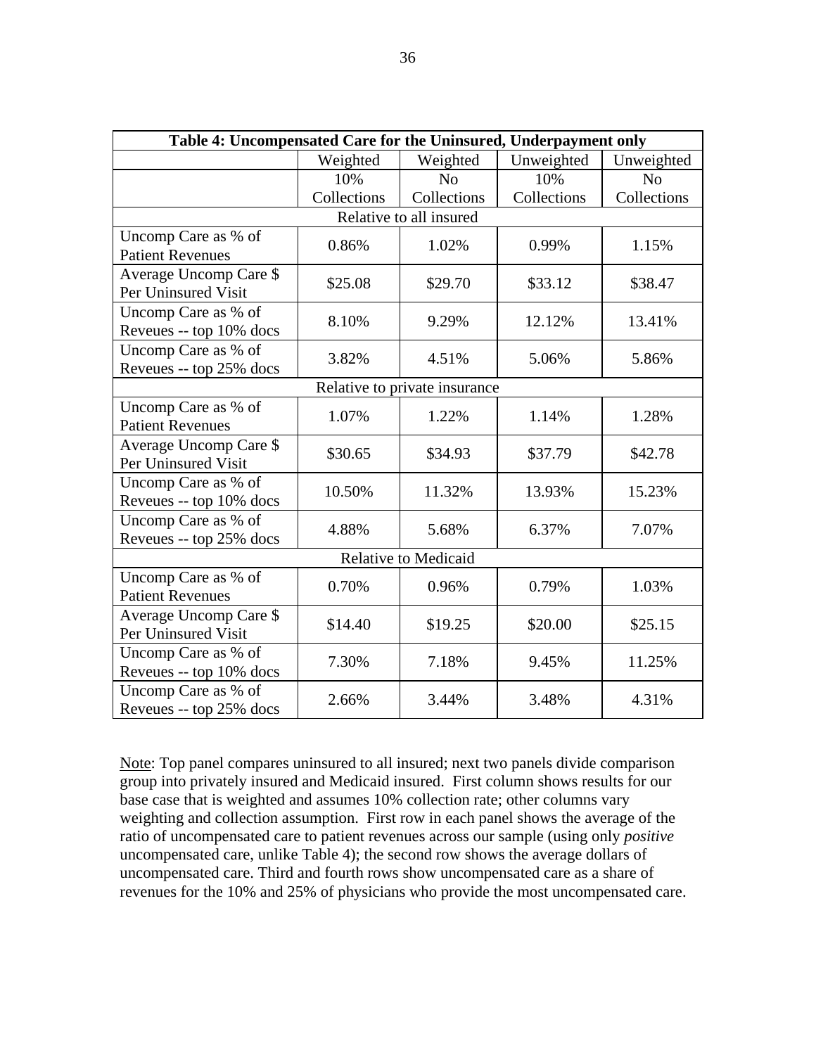| Table 4: Uncompensated Care for the Uninsured, Underpayment only | | | | |
|---|---|---|---|---|
| | Weighted | Weighted | Unweighted | Unweighted |
| | 10% Collections | No Collections | 10% Collections | No Collections |
| Relative to all insured | | | | |
| Uncomp Care as % of Patient Revenues | 0.86% | 1.02% | 0.99% | 1.15% |
| Average Uncomp Care $ Per Uninsured Visit | $25.08 | $29.70 | $33.12 | $38.47 |
| Uncomp Care as % of Reveues -- top 10% docs | 8.10% | 9.29% | 12.12% | 13.41% |
| Uncomp Care as % of Reveues -- top 25% docs | 3.82% | 4.51% | 5.06% | 5.86% |
| Relative to private insurance | | | | |
| Uncomp Care as % of Patient Revenues | 1.07% | 1.22% | 1.14% | 1.28% |
| Average Uncomp Care $ Per Uninsured Visit | $30.65 | $34.93 | $37.79 | $42.78 |
| Uncomp Care as % of Reveues -- top 10% docs | 10.50% | 11.32% | 13.93% | 15.23% |
| Uncomp Care as % of Reveues -- top 25% docs | 4.88% | 5.68% | 6.37% | 7.07% |
| Relative to Medicaid | | | | |
| Uncomp Care as % of Patient Revenues | 0.70% | 0.96% | 0.79% | 1.03% |
| Average Uncomp Care $ Per Uninsured Visit | $14.40 | $19.25 | $20.00 | $25.15 |
| Uncomp Care as % of Reveues -- top 10% docs | 7.30% | 7.18% | 9.45% | 11.25% |
| Uncomp Care as % of Reveues -- top 25% docs | 2.66% | 3.44% | 3.48% | 4.31% |

Note: Top panel compares uninsured to all insured; next two panels divide comparison group into privately insured and Medicaid insured. First column shows results for our base case that is weighted and assumes 10% collection rate; other columns vary weighting and collection assumption. First row in each panel shows the average of the ratio of uncompensated care to patient revenues across our sample (using only *positive* uncompensated care, unlike Table 4); the second row shows the average dollars of uncompensated care. Third and fourth rows show uncompensated care as a share of revenues for the 10% and 25% of physicians who provide the most uncompensated care.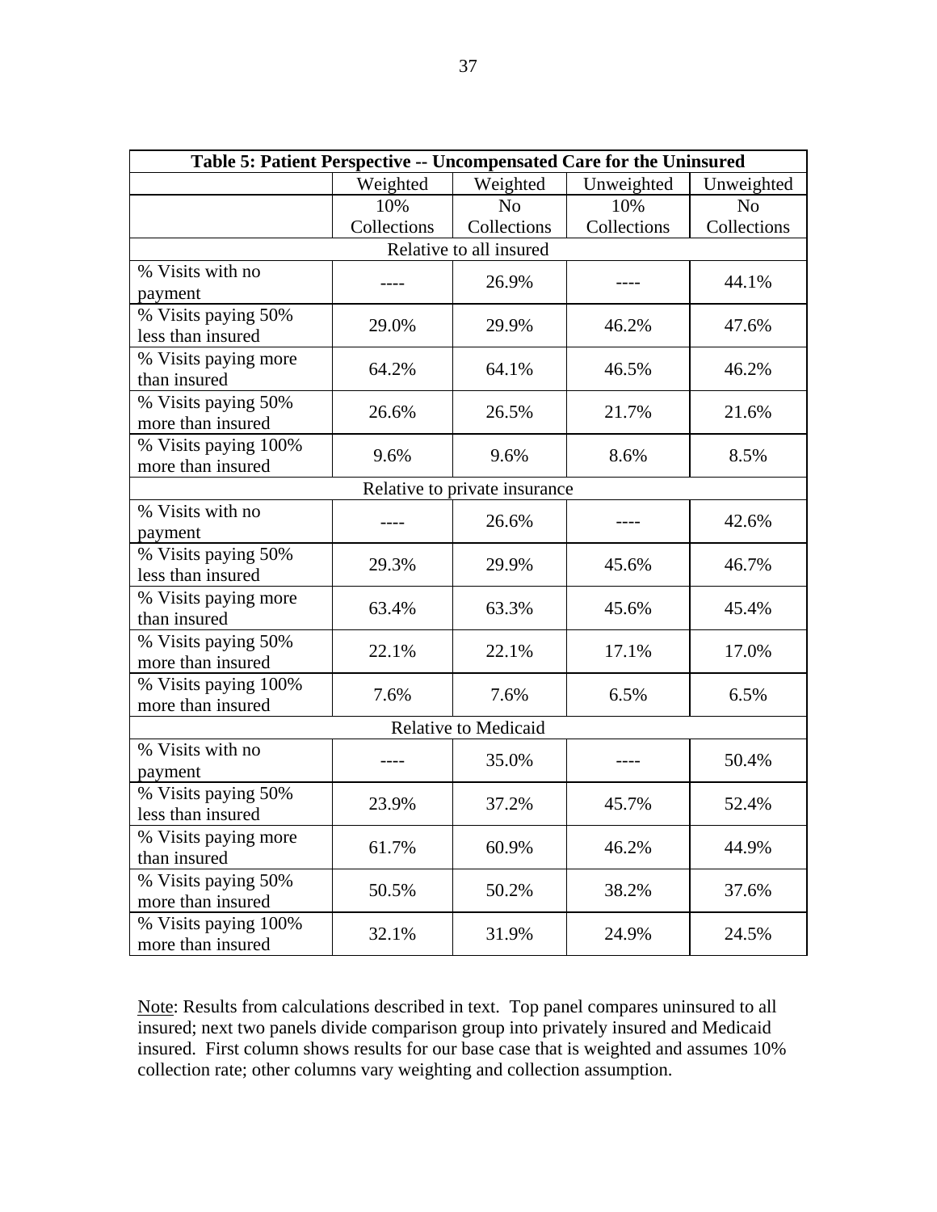| Table 5: Patient Perspective -- Uncompensated Care for the Uninsured | | | | |
|---|---|---|---|---|
| | Weighted | Weighted | Unweighted | Unweighted |
| | 10% Collections | No Collections | 10% Collections | No Collections |
| Relative to all insured | | | | |
| % Visits with no payment | ---- | 26.9% | ---- | 44.1% |
| % Visits paying 50% less than insured | 29.0% | 29.9% | 46.2% | 47.6% |
| % Visits paying more than insured | 64.2% | 64.1% | 46.5% | 46.2% |
| % Visits paying 50% more than insured | 26.6% | 26.5% | 21.7% | 21.6% |
| % Visits paying 100% more than insured | 9.6% | 9.6% | 8.6% | 8.5% |
| Relative to private insurance | | | | |
| % Visits with no payment | ---- | 26.6% | ---- | 42.6% |
| % Visits paying 50% less than insured | 29.3% | 29.9% | 45.6% | 46.7% |
| % Visits paying more than insured | 63.4% | 63.3% | 45.6% | 45.4% |
| % Visits paying 50% more than insured | 22.1% | 22.1% | 17.1% | 17.0% |
| % Visits paying 100% more than insured | 7.6% | 7.6% | 6.5% | 6.5% |
| Relative to Medicaid | | | | |
| % Visits with no payment | ---- | 35.0% | ---- | 50.4% |
| % Visits paying 50% less than insured | 23.9% | 37.2% | 45.7% | 52.4% |
| % Visits paying more than insured | 61.7% | 60.9% | 46.2% | 44.9% |
| % Visits paying 50% more than insured | 50.5% | 50.2% | 38.2% | 37.6% |
| % Visits paying 100% more than insured | 32.1% | 31.9% | 24.9% | 24.5% |

Note: Results from calculations described in text. Top panel compares uninsured to all insured; next two panels divide comparison group into privately insured and Medicaid insured. First column shows results for our base case that is weighted and assumes 10% collection rate; other columns vary weighting and collection assumption.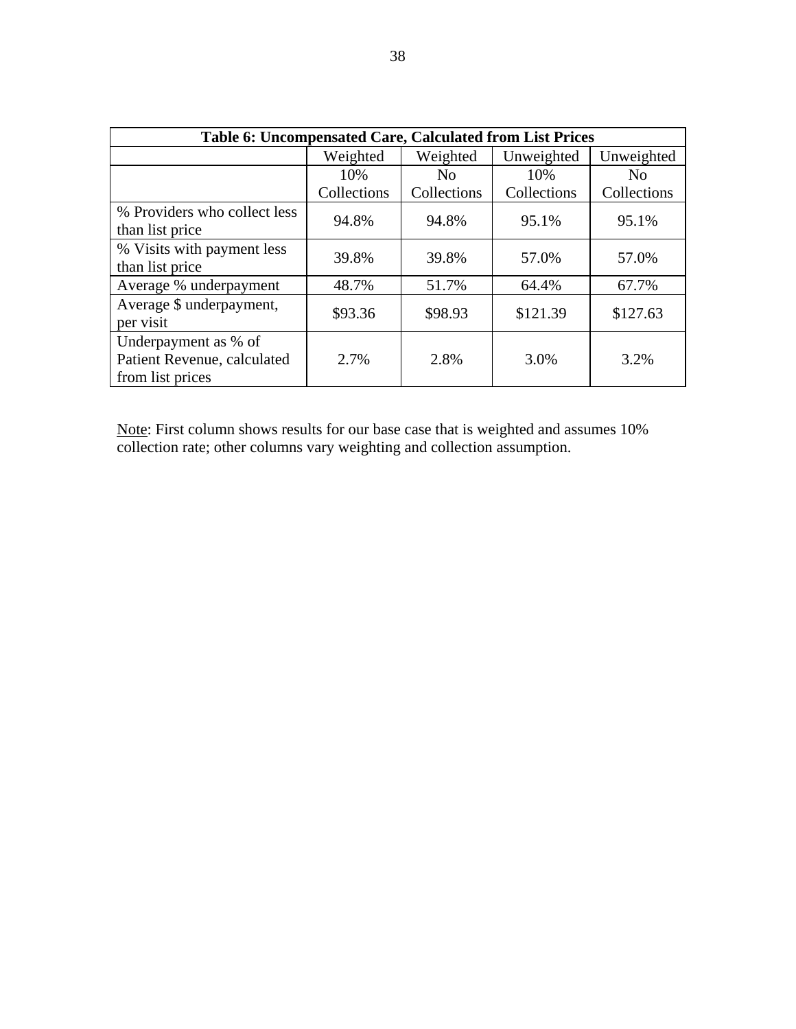**Table 6: Uncompensated Care, Calculated from List Prices**

| | Weighted | Weighted | Unweighted | Unweighted |
|---|---|---|---|---|
| | 10% Collections | No Collections | 10% Collections | No Collections |
| % Providers who collect less than list price | 94.8% | 94.8% | 95.1% | 95.1% |
| % Visits with payment less than list price | 39.8% | 39.8% | 57.0% | 57.0% |
| Average % underpayment | 48.7% | 51.7% | 64.4% | 67.7% |
| Average $ underpayment, per visit | $93.36 | $98.93 | $121.39 | $127.63 |
| Underpayment as % of Patient Revenue, calculated from list prices | 2.7% | 2.8% | 3.0% | 3.2% |

Note: First column shows results for our base case that is weighted and assumes 10% collection rate; other columns vary weighting and collection assumption.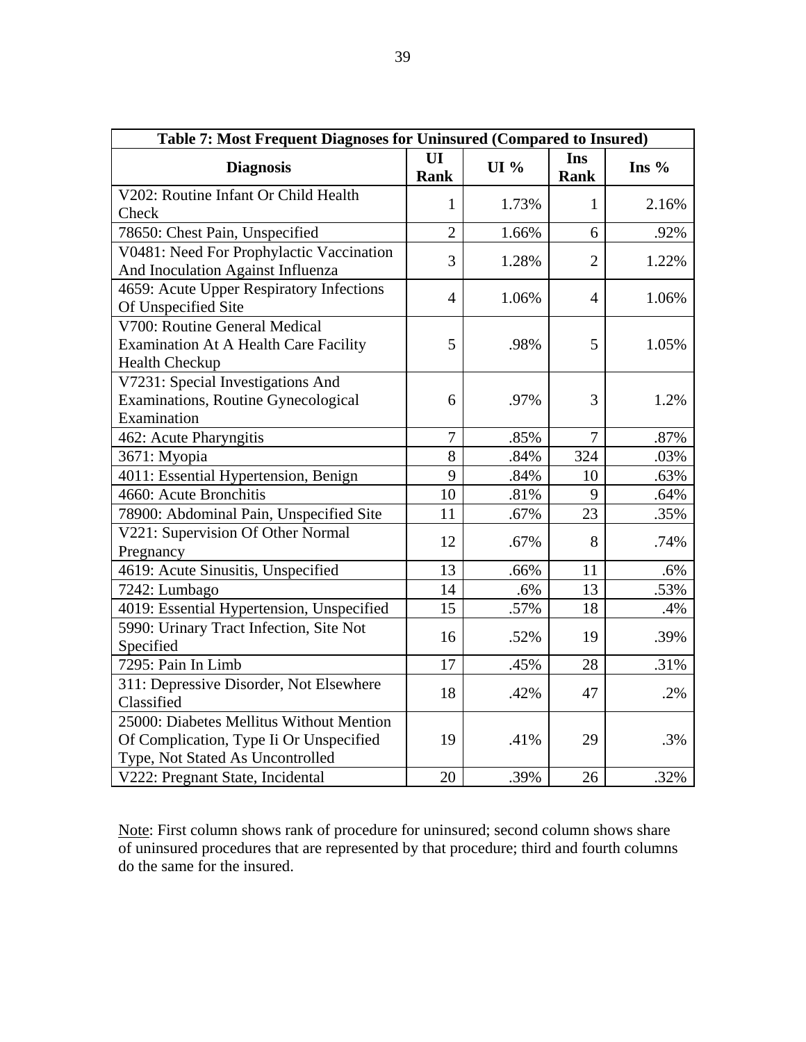| Table 7: Most Frequent Diagnoses for Uninsured (Compared to Insured) | | | | |
|---|---|---|---|---|
| **Diagnosis** | **UI Rank** | **UI %** | **Ins Rank** | **Ins %** |
| V202: Routine Infant Or Child Health Check | 1 | 1.73% | 1 | 2.16% |
| 78650: Chest Pain, Unspecified | 2 | 1.66% | 6 | .92% |
| V0481: Need For Prophylactic Vaccination And Inoculation Against Influenza | 3 | 1.28% | 2 | 1.22% |
| 4659: Acute Upper Respiratory Infections Of Unspecified Site | 4 | 1.06% | 4 | 1.06% |
| V700: Routine General Medical Examination At A Health Care Facility Health Checkup | 5 | .98% | 5 | 1.05% |
| V7231: Special Investigations And Examinations, Routine Gynecological Examination | 6 | .97% | 3 | 1.2% |
| 462: Acute Pharyngitis | 7 | .85% | 7 | .87% |
| 3671: Myopia | 8 | .84% | 324 | .03% |
| 4011: Essential Hypertension, Benign | 9 | .84% | 10 | .63% |
| 4660: Acute Bronchitis | 10 | .81% | 9 | .64% |
| 78900: Abdominal Pain, Unspecified Site | 11 | .67% | 23 | .35% |
| V221: Supervision Of Other Normal Pregnancy | 12 | .67% | 8 | .74% |
| 4619: Acute Sinusitis, Unspecified | 13 | .66% | 11 | .6% |
| 7242: Lumbago | 14 | .6% | 13 | .53% |
| 4019: Essential Hypertension, Unspecified | 15 | .57% | 18 | .4% |
| 5990: Urinary Tract Infection, Site Not Specified | 16 | .52% | 19 | .39% |
| 7295: Pain In Limb | 17 | .45% | 28 | .31% |
| 311: Depressive Disorder, Not Elsewhere Classified | 18 | .42% | 47 | .2% |
| 25000: Diabetes Mellitus Without Mention Of Complication, Type Ii Or Unspecified Type, Not Stated As Uncontrolled | 19 | .41% | 29 | .3% |
| V222: Pregnant State, Incidental | 20 | .39% | 26 | .32% |

Note: First column shows rank of procedure for uninsured; second column shows share of uninsured procedures that are represented by that procedure; third and fourth columns do the same for the insured.